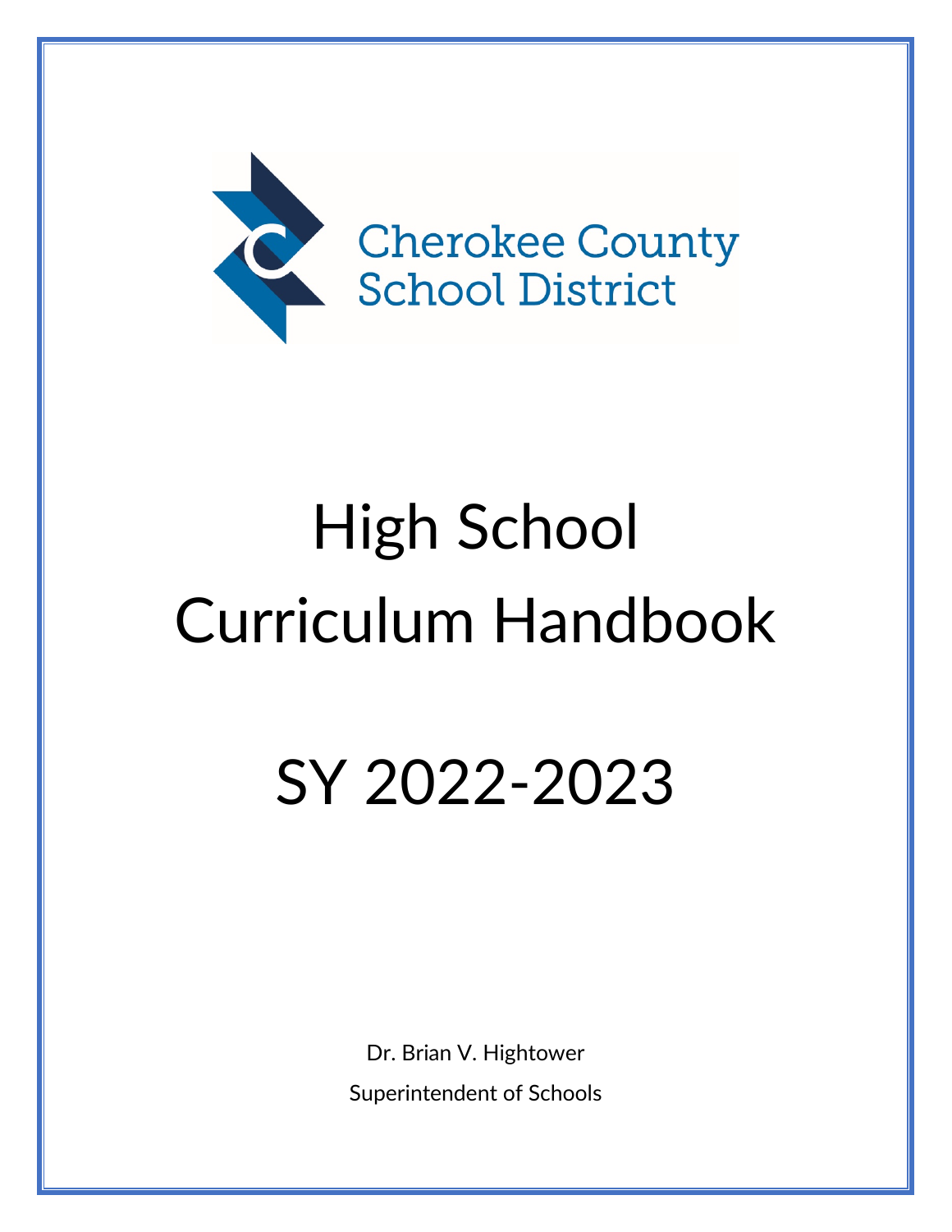Cherokee County School District

# High School Curriculum Handbook

# SY 2022-2023

Dr. Brian V. Hightower

Superintendent of Schools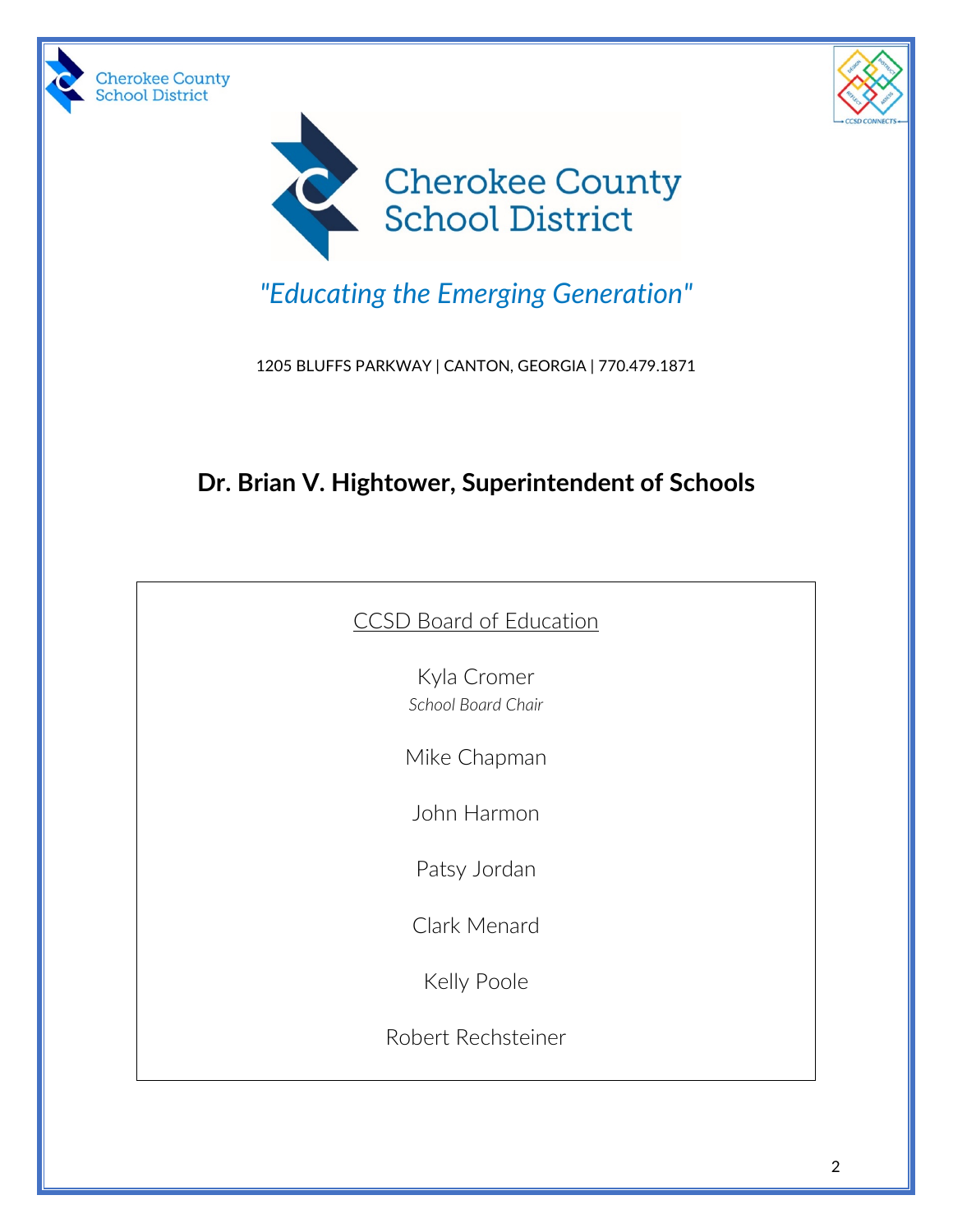# Cherokee County School District

*"Educating the Emerging Generation"*

1205 BLUFFS PARKWAY | CANTON, GEORGIA | 770.479.1871

## Dr. Brian V. Hightower, Superintendent of Schools

CCSD Board of Education

Kyla Cromer
*School Board Chair*

Mike Chapman

John Harmon

Patsy Jordan

Clark Menard

Kelly Poole

Robert Rechsteiner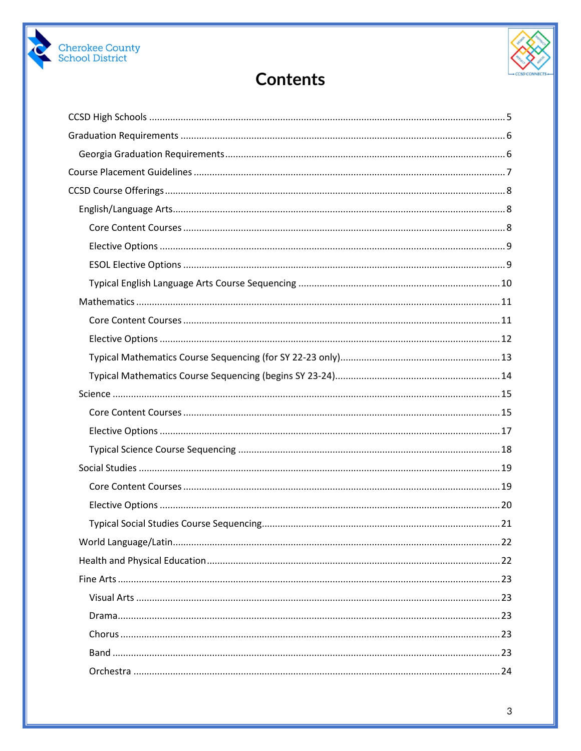# Contents

- CCSD High Schools ..... 5
- Graduation Requirements ..... 6
  - Georgia Graduation Requirements ..... 6
- Course Placement Guidelines ..... 7
- CCSD Course Offerings ..... 8
  - English/Language Arts ..... 8
    - Core Content Courses ..... 8
    - Elective Options ..... 9
    - ESOL Elective Options ..... 9
    - Typical English Language Arts Course Sequencing ..... 10
  - Mathematics ..... 11
    - Core Content Courses ..... 11
    - Elective Options ..... 12
    - Typical Mathematics Course Sequencing (for SY 22-23 only) ..... 13
    - Typical Mathematics Course Sequencing (begins SY 23-24) ..... 14
  - Science ..... 15
    - Core Content Courses ..... 15
    - Elective Options ..... 17
    - Typical Science Course Sequencing ..... 18
  - Social Studies ..... 19
    - Core Content Courses ..... 19
    - Elective Options ..... 20
    - Typical Social Studies Course Sequencing ..... 21
  - World Language/Latin ..... 22
  - Health and Physical Education ..... 22
  - Fine Arts ..... 23
    - Visual Arts ..... 23
    - Drama ..... 23
    - Chorus ..... 23
    - Band ..... 23
    - Orchestra ..... 24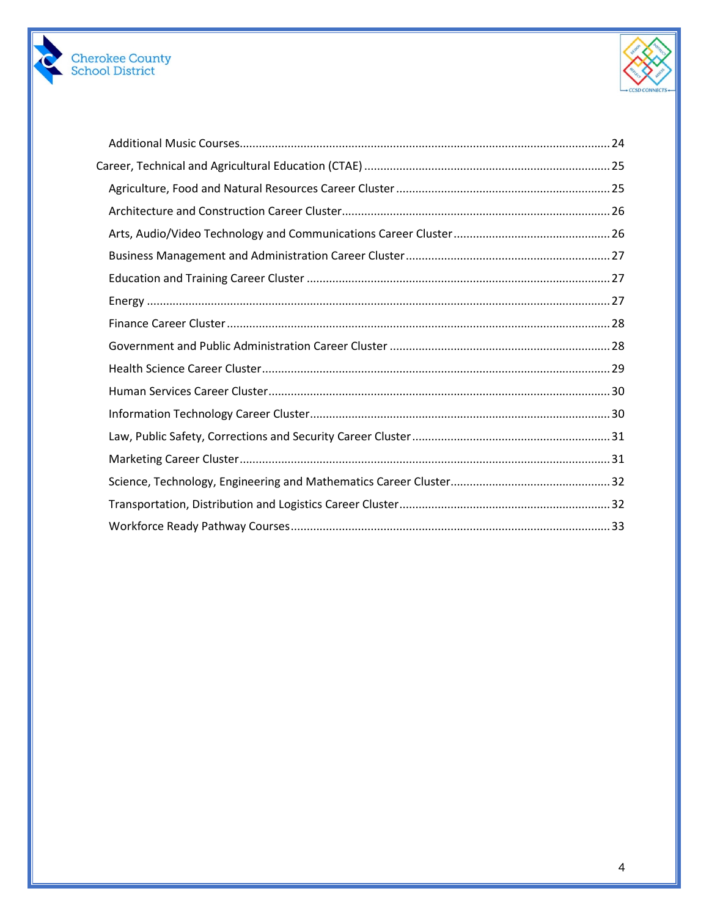- Additional Music Courses....24
- Career, Technical and Agricultural Education (CTAE)....25
  - Agriculture, Food and Natural Resources Career Cluster....25
  - Architecture and Construction Career Cluster....26
  - Arts, Audio/Video Technology and Communications Career Cluster....26
  - Business Management and Administration Career Cluster....27
  - Education and Training Career Cluster....27
  - Energy....27
  - Finance Career Cluster....28
  - Government and Public Administration Career Cluster....28
  - Health Science Career Cluster....29
  - Human Services Career Cluster....30
  - Information Technology Career Cluster....30
  - Law, Public Safety, Corrections and Security Career Cluster....31
  - Marketing Career Cluster....31
  - Science, Technology, Engineering and Mathematics Career Cluster....32
  - Transportation, Distribution and Logistics Career Cluster....32
  - Workforce Ready Pathway Courses....33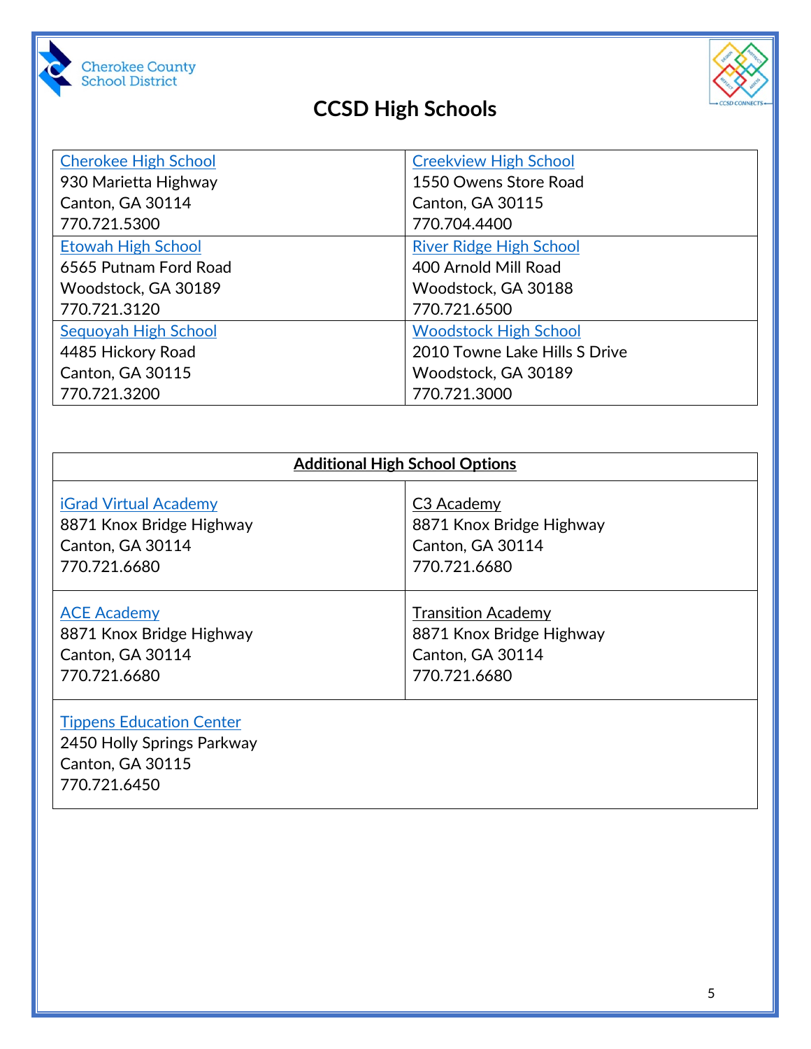Cherokee County School District

# CCSD High Schools

| Cherokee High School<br>930 Marietta Highway<br>Canton, GA 30114<br>770.721.5300 | Creekview High School<br>1550 Owens Store Road<br>Canton, GA 30115<br>770.704.4400 |
|---|---|
| Etowah High School<br>6565 Putnam Ford Road<br>Woodstock, GA 30189<br>770.721.3120 | River Ridge High School<br>400 Arnold Mill Road<br>Woodstock, GA 30188<br>770.721.6500 |
| Sequoyah High School<br>4485 Hickory Road<br>Canton, GA 30115<br>770.721.3200 | Woodstock High School<br>2010 Towne Lake Hills S Drive<br>Woodstock, GA 30189<br>770.721.3000 |

| Additional High School Options | |
|---|---|
| iGrad Virtual Academy<br>8871 Knox Bridge Highway<br>Canton, GA 30114<br>770.721.6680 | C3 Academy<br>8871 Knox Bridge Highway<br>Canton, GA 30114<br>770.721.6680 |
| ACE Academy<br>8871 Knox Bridge Highway<br>Canton, GA 30114<br>770.721.6680 | Transition Academy<br>8871 Knox Bridge Highway<br>Canton, GA 30114<br>770.721.6680 |
| Tippens Education Center<br>2450 Holly Springs Parkway<br>Canton, GA 30115<br>770.721.6450 | |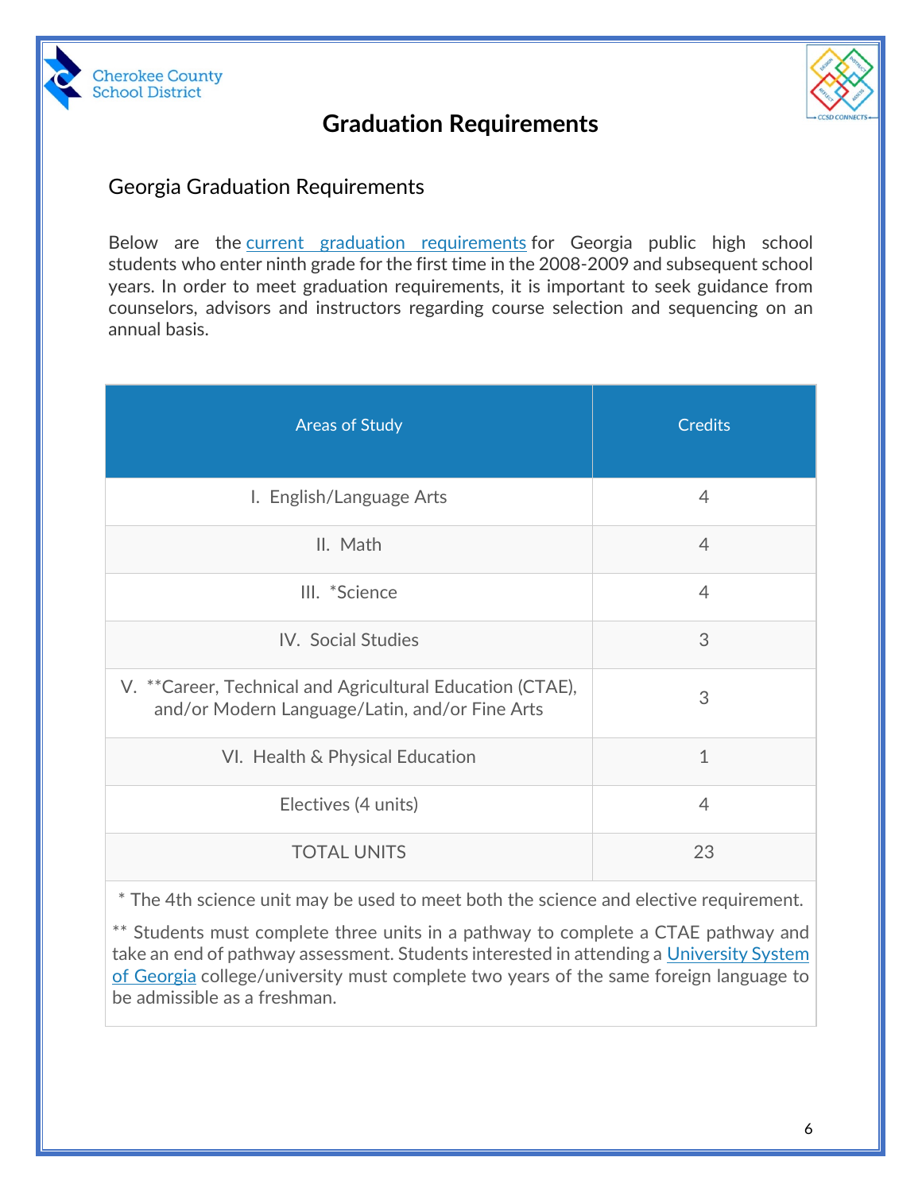Cherokee County School District

# Graduation Requirements

## Georgia Graduation Requirements

Below are the current graduation requirements for Georgia public high school students who enter ninth grade for the first time in the 2008-2009 and subsequent school years. In order to meet graduation requirements, it is important to seek guidance from counselors, advisors and instructors regarding course selection and sequencing on an annual basis.

| Areas of Study | Credits |
|---|---|
| I. English/Language Arts | 4 |
| II. Math | 4 |
| III. *Science | 4 |
| IV. Social Studies | 3 |
| V. **Career, Technical and Agricultural Education (CTAE), and/or Modern Language/Latin, and/or Fine Arts | 3 |
| VI. Health & Physical Education | 1 |
| Electives (4 units) | 4 |
| TOTAL UNITS | 23 |

* The 4th science unit may be used to meet both the science and elective requirement.

** Students must complete three units in a pathway to complete a CTAE pathway and take an end of pathway assessment. Students interested in attending a University System of Georgia college/university must complete two years of the same foreign language to be admissible as a freshman.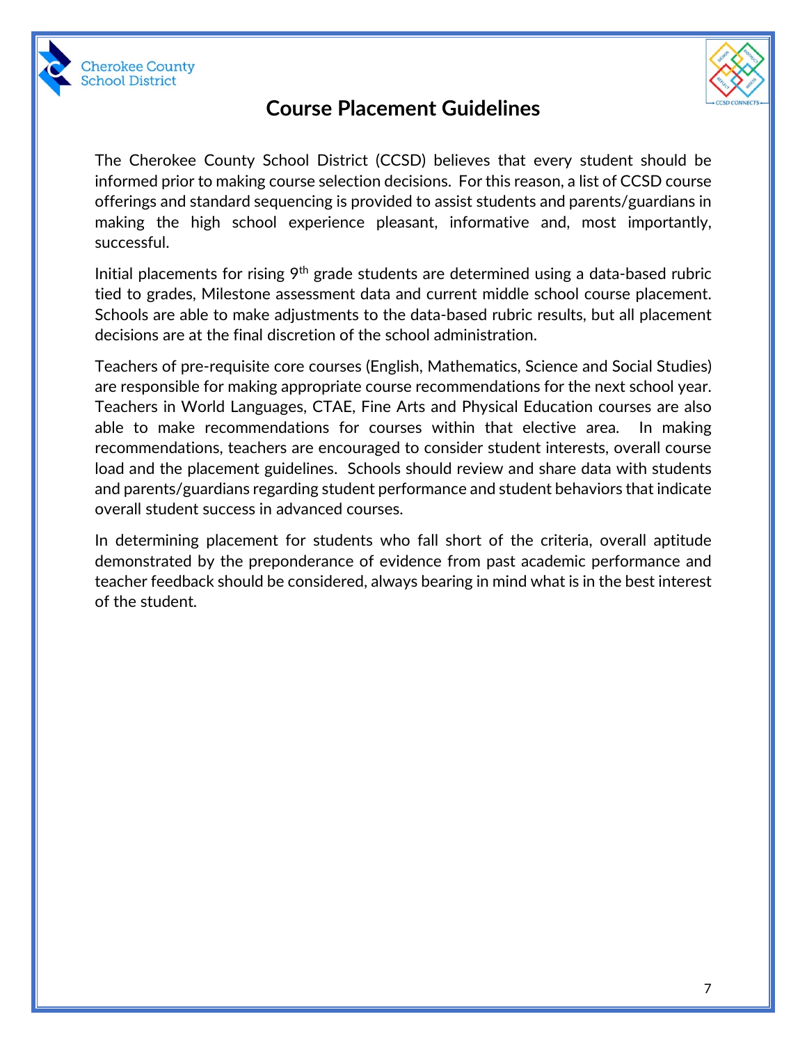# Course Placement Guidelines

The Cherokee County School District (CCSD) believes that every student should be informed prior to making course selection decisions. For this reason, a list of CCSD course offerings and standard sequencing is provided to assist students and parents/guardians in making the high school experience pleasant, informative and, most importantly, successful.

Initial placements for rising 9th grade students are determined using a data-based rubric tied to grades, Milestone assessment data and current middle school course placement. Schools are able to make adjustments to the data-based rubric results, but all placement decisions are at the final discretion of the school administration.

Teachers of pre-requisite core courses (English, Mathematics, Science and Social Studies) are responsible for making appropriate course recommendations for the next school year. Teachers in World Languages, CTAE, Fine Arts and Physical Education courses are also able to make recommendations for courses within that elective area. In making recommendations, teachers are encouraged to consider student interests, overall course load and the placement guidelines. Schools should review and share data with students and parents/guardians regarding student performance and student behaviors that indicate overall student success in advanced courses.

In determining placement for students who fall short of the criteria, overall aptitude demonstrated by the preponderance of evidence from past academic performance and teacher feedback should be considered, always bearing in mind what is in the best interest of the student.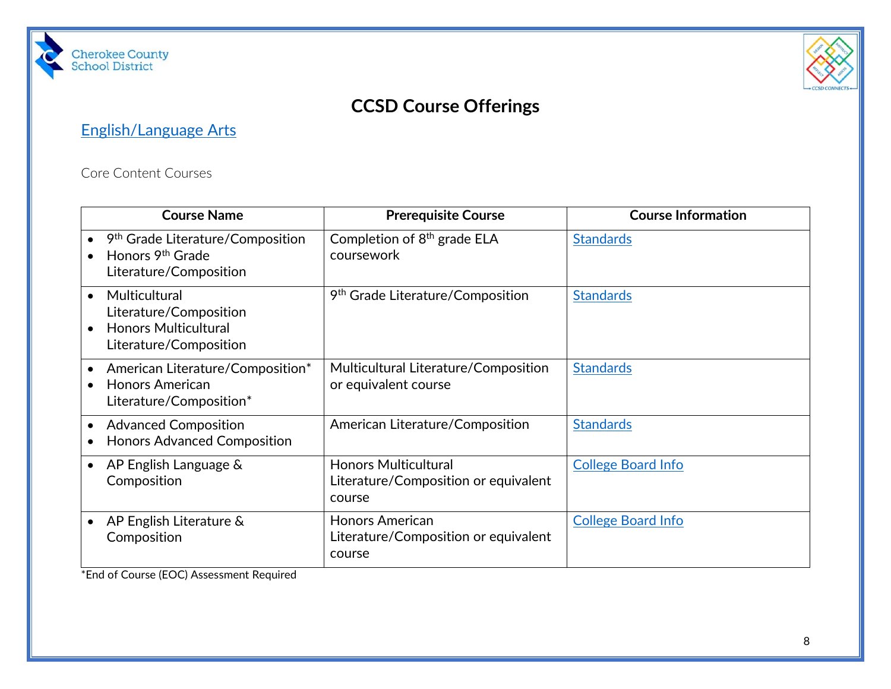# CCSD Course Offerings

## English/Language Arts

Core Content Courses

| Course Name | Prerequisite Course | Course Information |
| --- | --- | --- |
| • 9th Grade Literature/Composition<br>• Honors 9th Grade Literature/Composition | Completion of 8th grade ELA coursework | Standards |
| • Multicultural Literature/Composition<br>• Honors Multicultural Literature/Composition | 9th Grade Literature/Composition | Standards |
| • American Literature/Composition*<br>• Honors American Literature/Composition* | Multicultural Literature/Composition or equivalent course | Standards |
| • Advanced Composition<br>• Honors Advanced Composition | American Literature/Composition | Standards |
| • AP English Language & Composition | Honors Multicultural Literature/Composition or equivalent course | College Board Info |
| • AP English Literature & Composition | Honors American Literature/Composition or equivalent course | College Board Info |

*End of Course (EOC) Assessment Required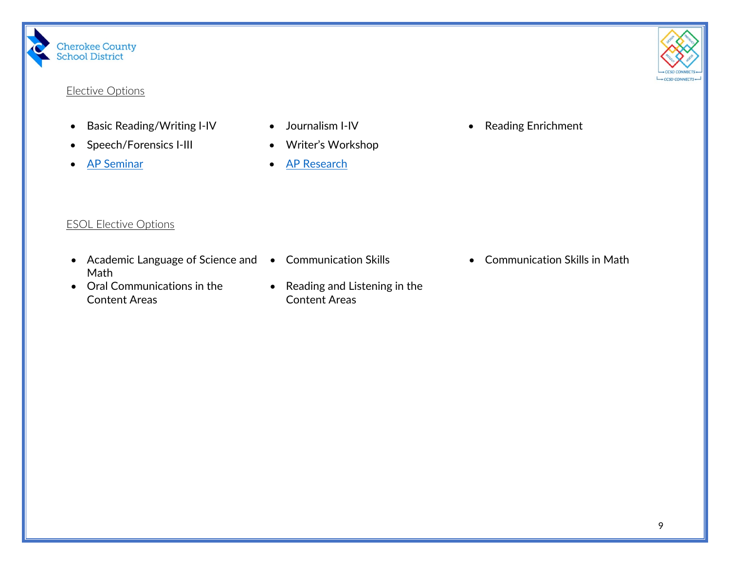Elective Options

- Basic Reading/Writing I-IV
- Speech/Forensics I-III
- AP Seminar
- Journalism I-IV
- Writer's Workshop
- AP Research
- Reading Enrichment

ESOL Elective Options

- Academic Language of Science and Math
- Oral Communications in the Content Areas
- Communication Skills
- Reading and Listening in the Content Areas
- Communication Skills in Math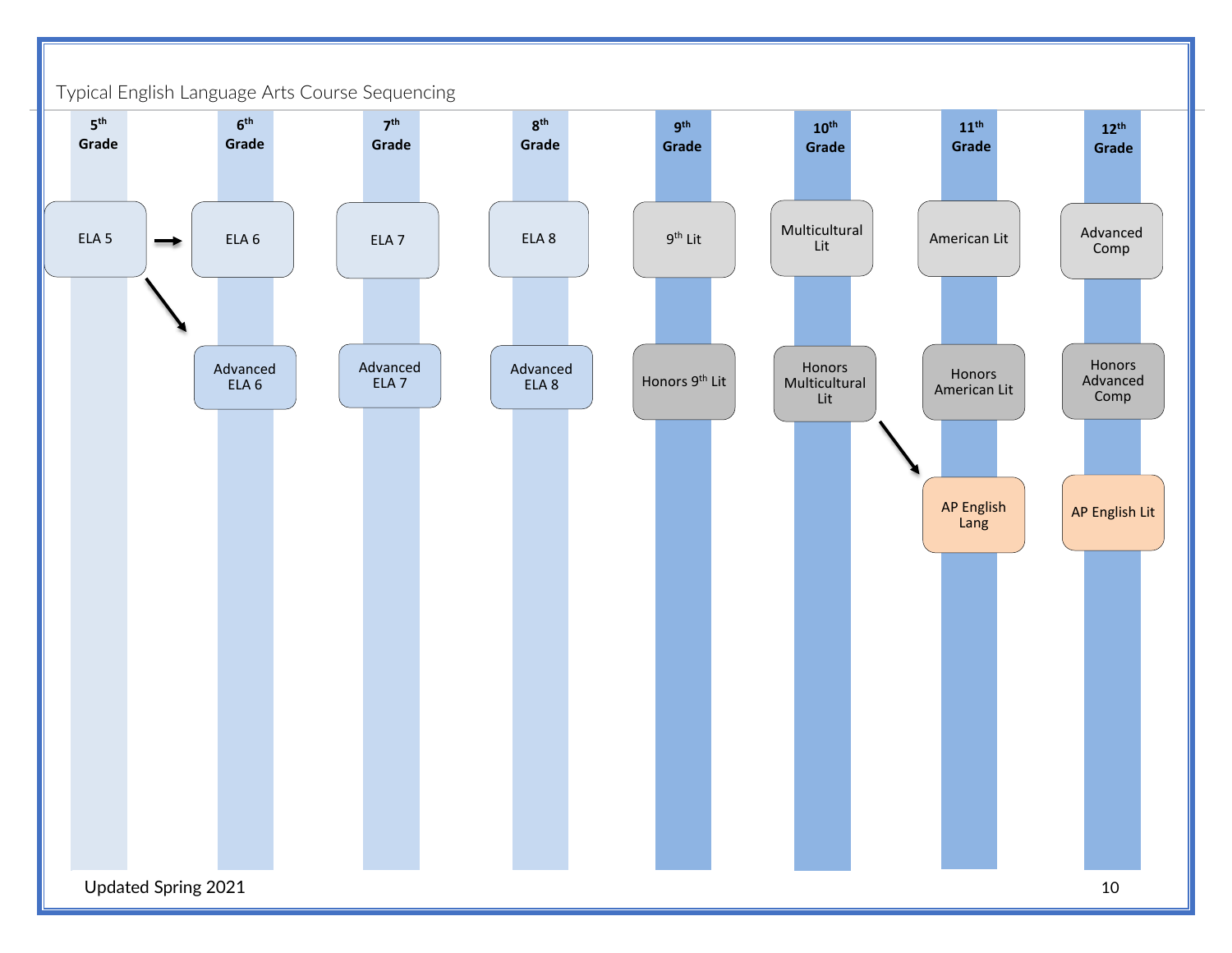Typical English Language Arts Course Sequencing

| 5th Grade | 6th Grade | 7th Grade | 8th Grade | 9th Grade | 10th Grade | 11th Grade | 12th Grade |
|---|---|---|---|---|---|---|---|
| ELA 5 | ELA 6 | ELA 7 | ELA 8 | 9th Lit | Multicultural Lit | American Lit | Advanced Comp |
| | Advanced ELA 6 | Advanced ELA 7 | Advanced ELA 8 | Honors 9th Lit | Honors Multicultural Lit | Honors American Lit | Honors Advanced Comp |
| | | | | | | AP English Lang | AP English Lit |

Updated Spring 2021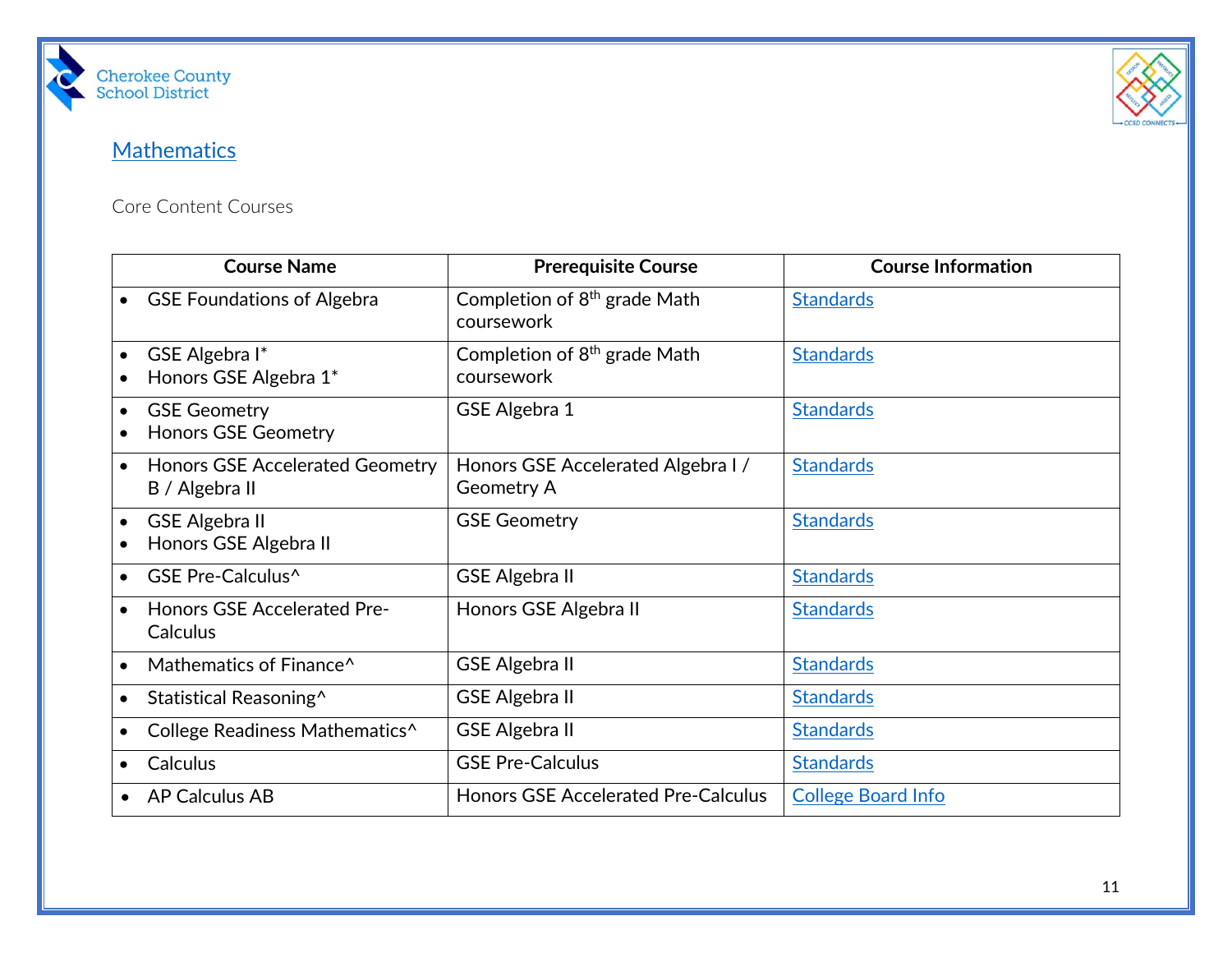## Mathematics

Core Content Courses

| Course Name | Prerequisite Course | Course Information |
|---|---|---|
| • GSE Foundations of Algebra | Completion of 8th grade Math coursework | Standards |
| • GSE Algebra I*<br>• Honors GSE Algebra 1* | Completion of 8th grade Math coursework | Standards |
| • GSE Geometry<br>• Honors GSE Geometry | GSE Algebra 1 | Standards |
| • Honors GSE Accelerated Geometry B / Algebra II | Honors GSE Accelerated Algebra I / Geometry A | Standards |
| • GSE Algebra II<br>• Honors GSE Algebra II | GSE Geometry | Standards |
| • GSE Pre-Calculus^ | GSE Algebra II | Standards |
| • Honors GSE Accelerated Pre-Calculus | Honors GSE Algebra II | Standards |
| • Mathematics of Finance^ | GSE Algebra II | Standards |
| • Statistical Reasoning^ | GSE Algebra II | Standards |
| • College Readiness Mathematics^ | GSE Algebra II | Standards |
| • Calculus | GSE Pre-Calculus | Standards |
| • AP Calculus AB | Honors GSE Accelerated Pre-Calculus | College Board Info |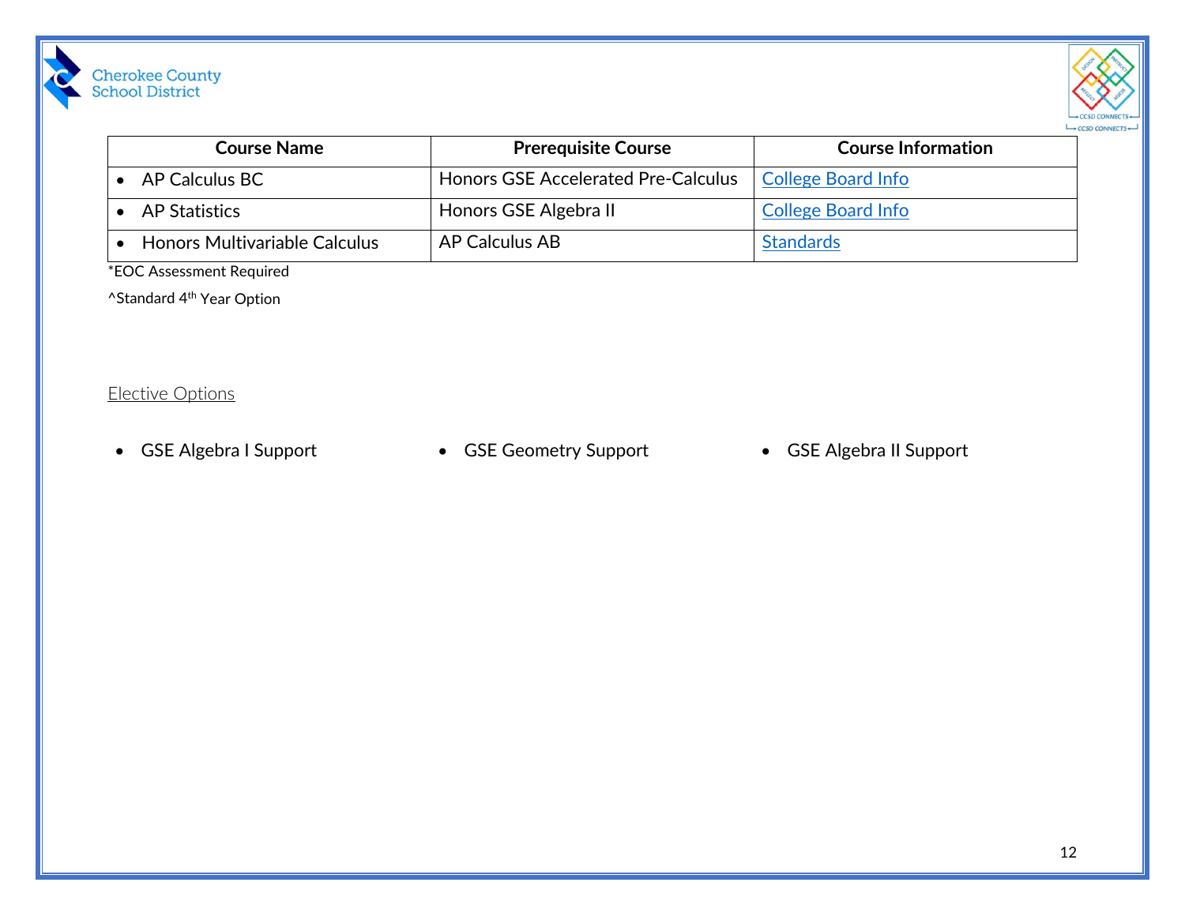| Course Name | Prerequisite Course | Course Information |
| --- | --- | --- |
| • AP Calculus BC | Honors GSE Accelerated Pre-Calculus | College Board Info |
| • AP Statistics | Honors GSE Algebra II | College Board Info |
| • Honors Multivariable Calculus | AP Calculus AB | Standards |

*EOC Assessment Required

^Standard 4th Year Option

Elective Options

- GSE Algebra I Support
- GSE Geometry Support
- GSE Algebra II Support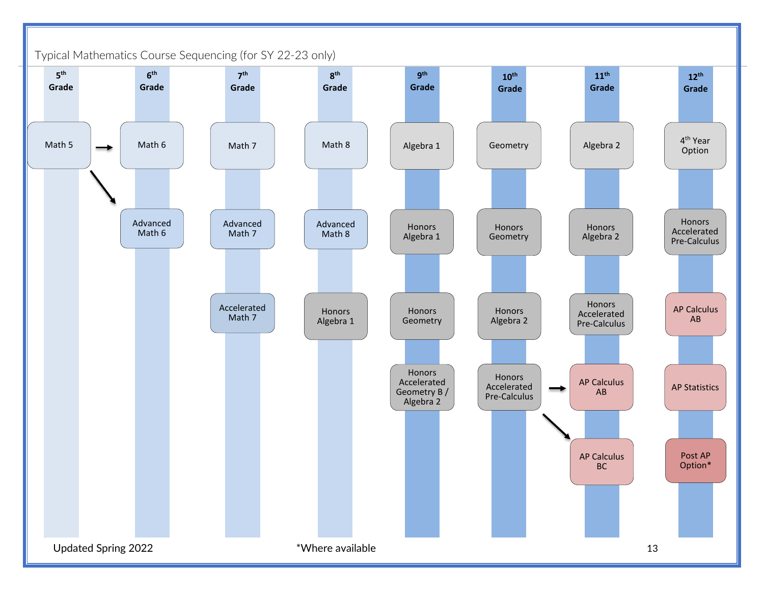Typical Mathematics Course Sequencing (for SY 22-23 only)

| 5th Grade | 6th Grade | 7th Grade | 8th Grade | 9th Grade | 10th Grade | 11th Grade | 12th Grade |
|---|---|---|---|---|---|---|---|
| Math 5 | Math 6 | Math 7 | Math 8 | Algebra 1 | Geometry | Algebra 2 | 4th Year Option |
| | Advanced Math 6 | Advanced Math 7 | Advanced Math 8 | Honors Algebra 1 | Honors Geometry | Honors Algebra 2 | Honors Accelerated Pre-Calculus |
| | | Accelerated Math 7 | Honors Algebra 1 | Honors Geometry | Honors Algebra 2 | Honors Accelerated Pre-Calculus | AP Calculus AB |
| | | | | Honors Accelerated Geometry B / Algebra 2 | Honors Accelerated Pre-Calculus | AP Calculus AB | AP Statistics |
| | | | | | | AP Calculus BC | Post AP Option* |

Updated Spring 2022

*Where available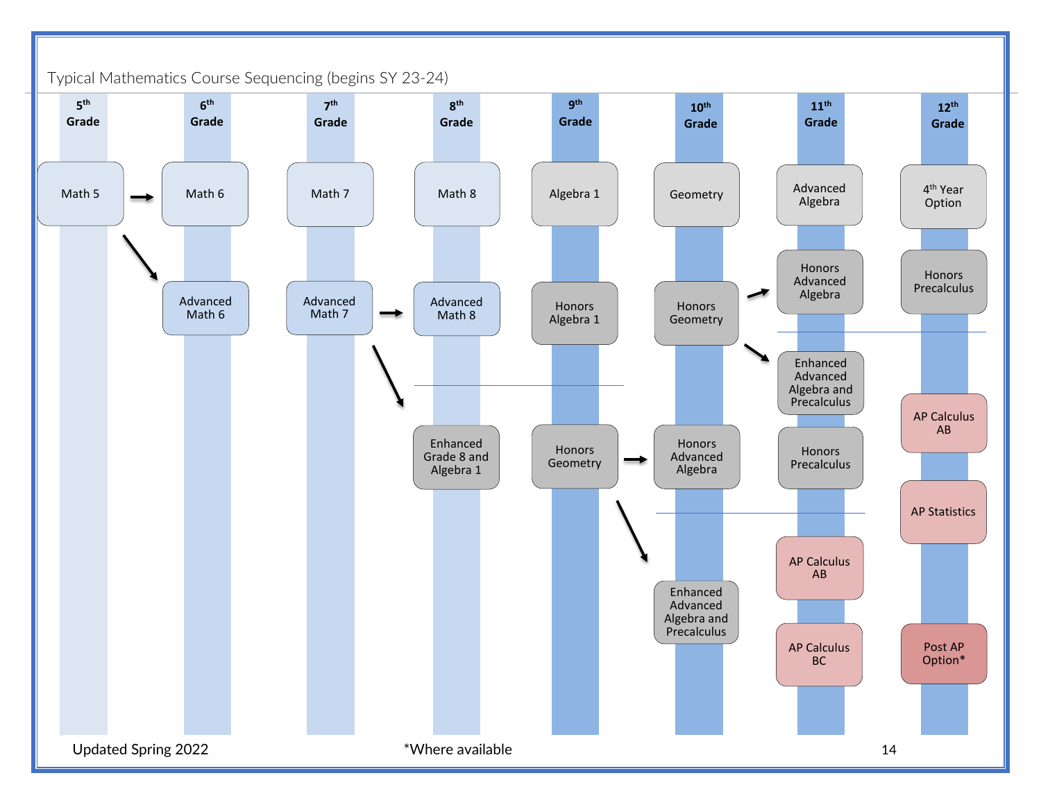## Typical Mathematics Course Sequencing (begins SY 23-24)

| 5th Grade | 6th Grade | 7th Grade | 8th Grade | 9th Grade | 10th Grade | 11th Grade | 12th Grade |
|---|---|---|---|---|---|---|---|
| Math 5 | Math 6 | Math 7 | Math 8 | Algebra 1 | Geometry | Advanced Algebra | 4th Year Option |
| | Advanced Math 6 | Advanced Math 7 | Advanced Math 8 | Honors Algebra 1 | Honors Geometry | Honors Advanced Algebra | Honors Precalculus |
| | | | | | | Enhanced Advanced Algebra and Precalculus | AP Calculus AB |
| | | | Enhanced Grade 8 and Algebra 1 | Honors Geometry | Honors Advanced Algebra | Honors Precalculus | AP Statistics |
| | | | | | Enhanced Advanced Algebra and Precalculus | AP Calculus AB | |
| | | | | | | AP Calculus BC | Post AP Option* |

Updated Spring 2022

*Where available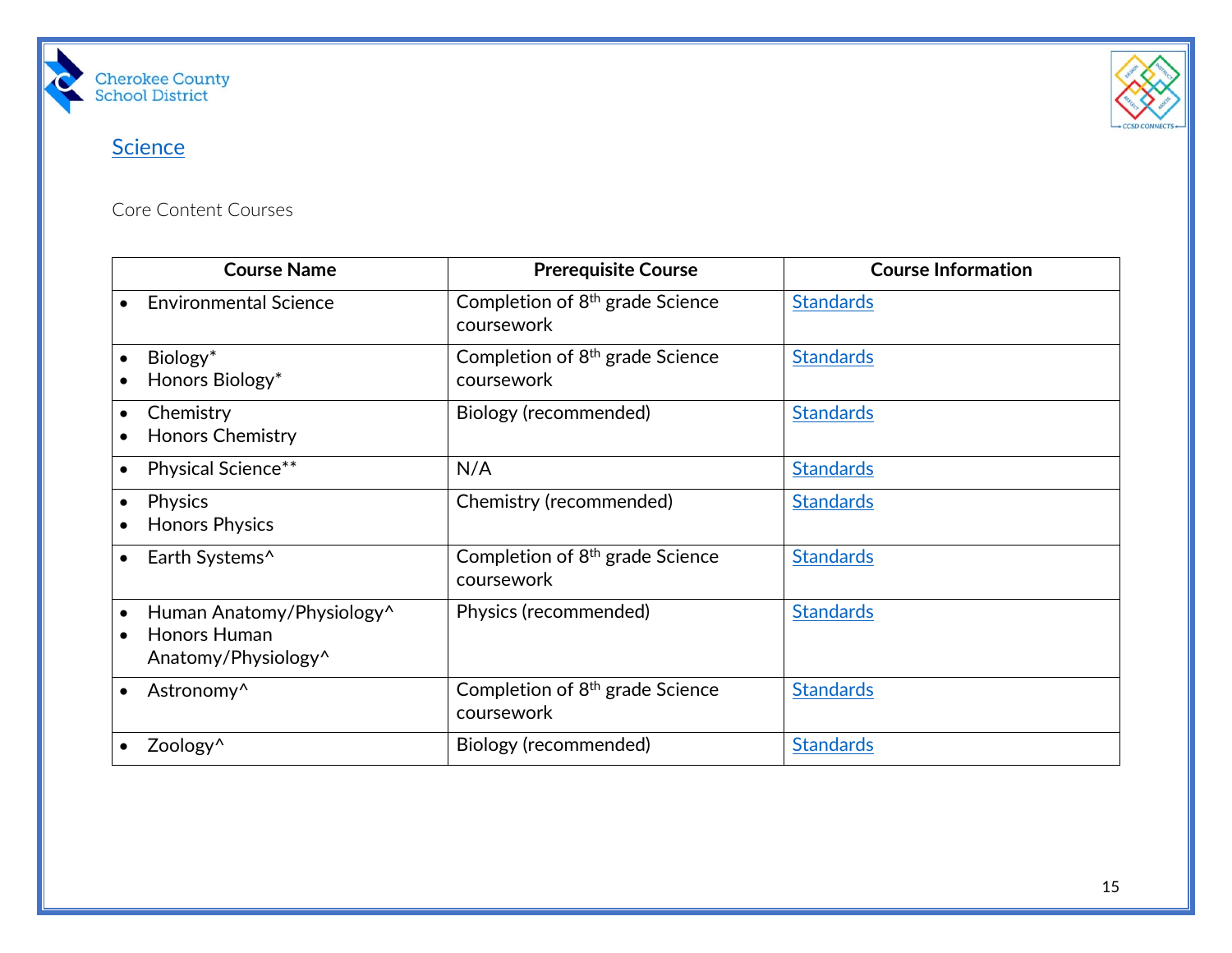## Science

Core Content Courses

| Course Name | Prerequisite Course | Course Information |
| --- | --- | --- |
| • Environmental Science | Completion of 8th grade Science coursework | Standards |
| • Biology*<br>• Honors Biology* | Completion of 8th grade Science coursework | Standards |
| • Chemistry<br>• Honors Chemistry | Biology (recommended) | Standards |
| • Physical Science** | N/A | Standards |
| • Physics<br>• Honors Physics | Chemistry (recommended) | Standards |
| • Earth Systems^ | Completion of 8th grade Science coursework | Standards |
| • Human Anatomy/Physiology^<br>• Honors Human Anatomy/Physiology^ | Physics (recommended) | Standards |
| • Astronomy^ | Completion of 8th grade Science coursework | Standards |
| • Zoology^ | Biology (recommended) | Standards |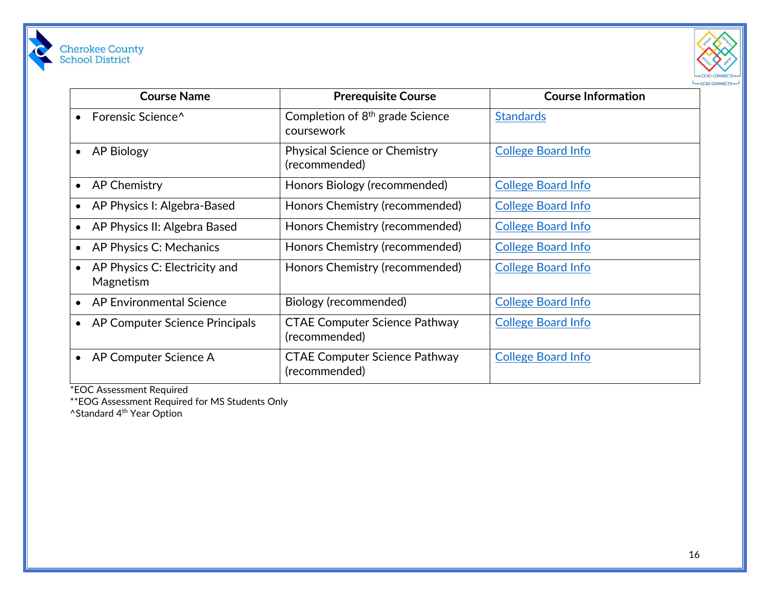| Course Name | Prerequisite Course | Course Information |
| --- | --- | --- |
| • Forensic Science^ | Completion of 8th grade Science coursework | Standards |
| • AP Biology | Physical Science or Chemistry (recommended) | College Board Info |
| • AP Chemistry | Honors Biology (recommended) | College Board Info |
| • AP Physics I: Algebra-Based | Honors Chemistry (recommended) | College Board Info |
| • AP Physics II: Algebra Based | Honors Chemistry (recommended) | College Board Info |
| • AP Physics C: Mechanics | Honors Chemistry (recommended) | College Board Info |
| • AP Physics C: Electricity and Magnetism | Honors Chemistry (recommended) | College Board Info |
| • AP Environmental Science | Biology (recommended) | College Board Info |
| • AP Computer Science Principals | CTAE Computer Science Pathway (recommended) | College Board Info |
| • AP Computer Science A | CTAE Computer Science Pathway (recommended) | College Board Info |

*EOC Assessment Required
**EOG Assessment Required for MS Students Only
^Standard 4th Year Option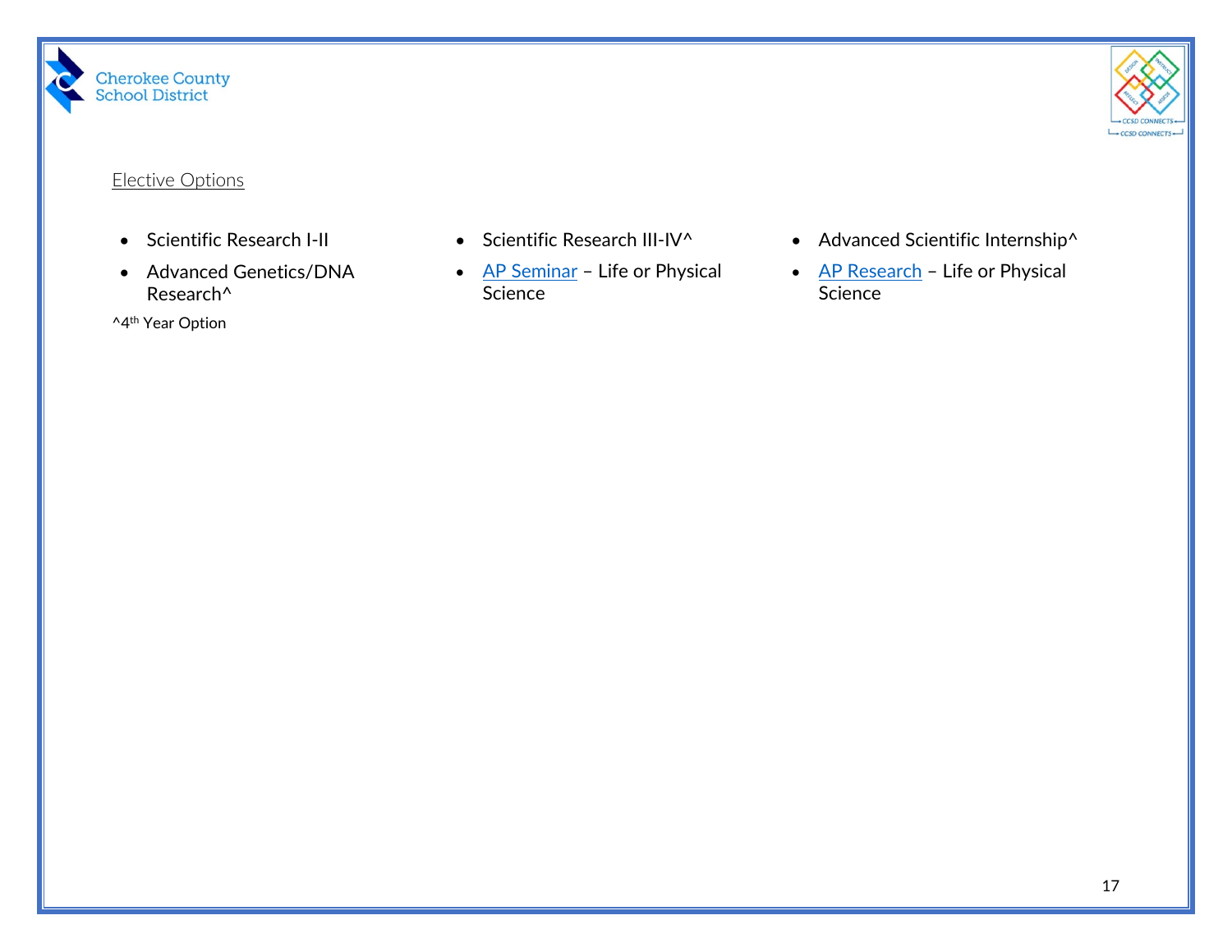Elective Options

- Scientific Research I-II
- Advanced Genetics/DNA Research^
- Scientific Research III-IV^
- AP Seminar – Life or Physical Science
- Advanced Scientific Internship^
- AP Research – Life or Physical Science

^4th Year Option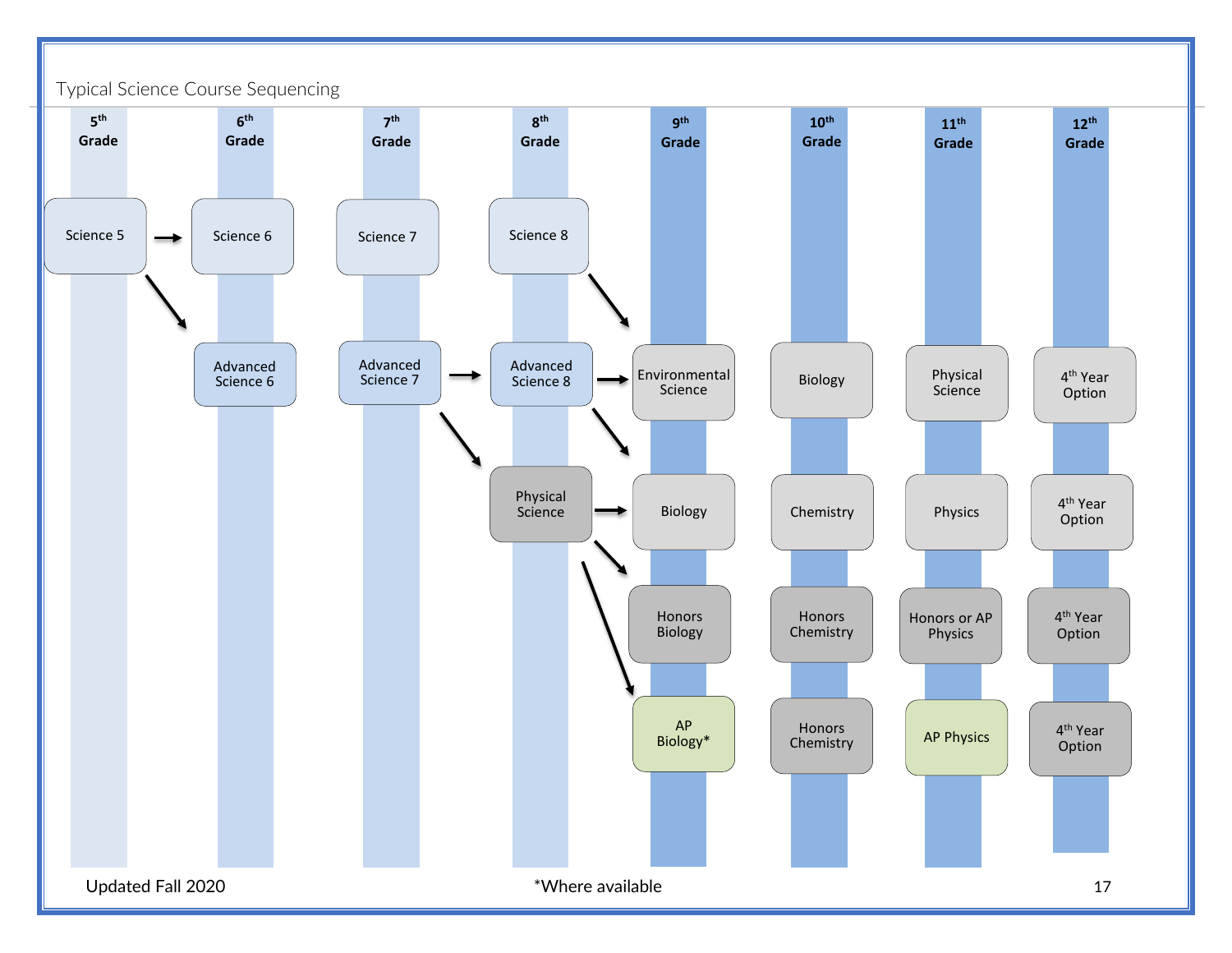# Typical Science Course Sequencing

| 5th Grade | 6th Grade | 7th Grade | 8th Grade | 9th Grade | 10th Grade | 11th Grade | 12th Grade |
|---|---|---|---|---|---|---|---|
| Science 5 | Science 6 | Science 7 | Science 8 | | | | |
| | Advanced Science 6 | Advanced Science 7 | Advanced Science 8 | Environmental Science | Biology | Physical Science | 4th Year Option |
| | | | Physical Science | Biology | Chemistry | Physics | 4th Year Option |
| | | | | Honors Biology | Honors Chemistry | Honors or AP Physics | 4th Year Option |
| | | | | AP Biology* | Honors Chemistry | AP Physics | 4th Year Option |

Updated Fall 2020

*Where available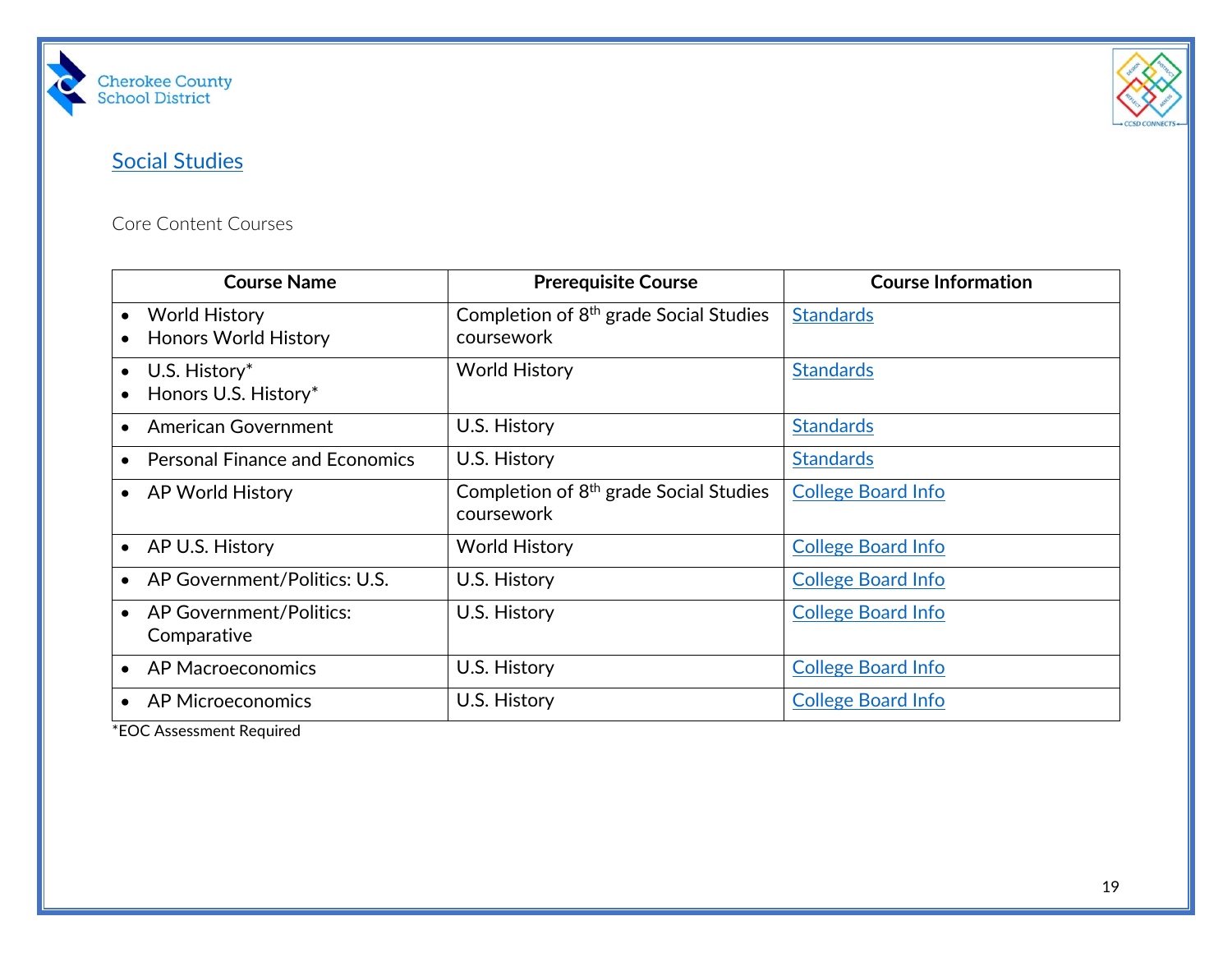Cherokee County School District

## Social Studies

Core Content Courses

| Course Name | Prerequisite Course | Course Information |
|---|---|---|
| • World History<br>• Honors World History | Completion of 8th grade Social Studies coursework | Standards |
| • U.S. History*<br>• Honors U.S. History* | World History | Standards |
| • American Government | U.S. History | Standards |
| • Personal Finance and Economics | U.S. History | Standards |
| • AP World History | Completion of 8th grade Social Studies coursework | College Board Info |
| • AP U.S. History | World History | College Board Info |
| • AP Government/Politics: U.S. | U.S. History | College Board Info |
| • AP Government/Politics: Comparative | U.S. History | College Board Info |
| • AP Macroeconomics | U.S. History | College Board Info |
| • AP Microeconomics | U.S. History | College Board Info |

*EOC Assessment Required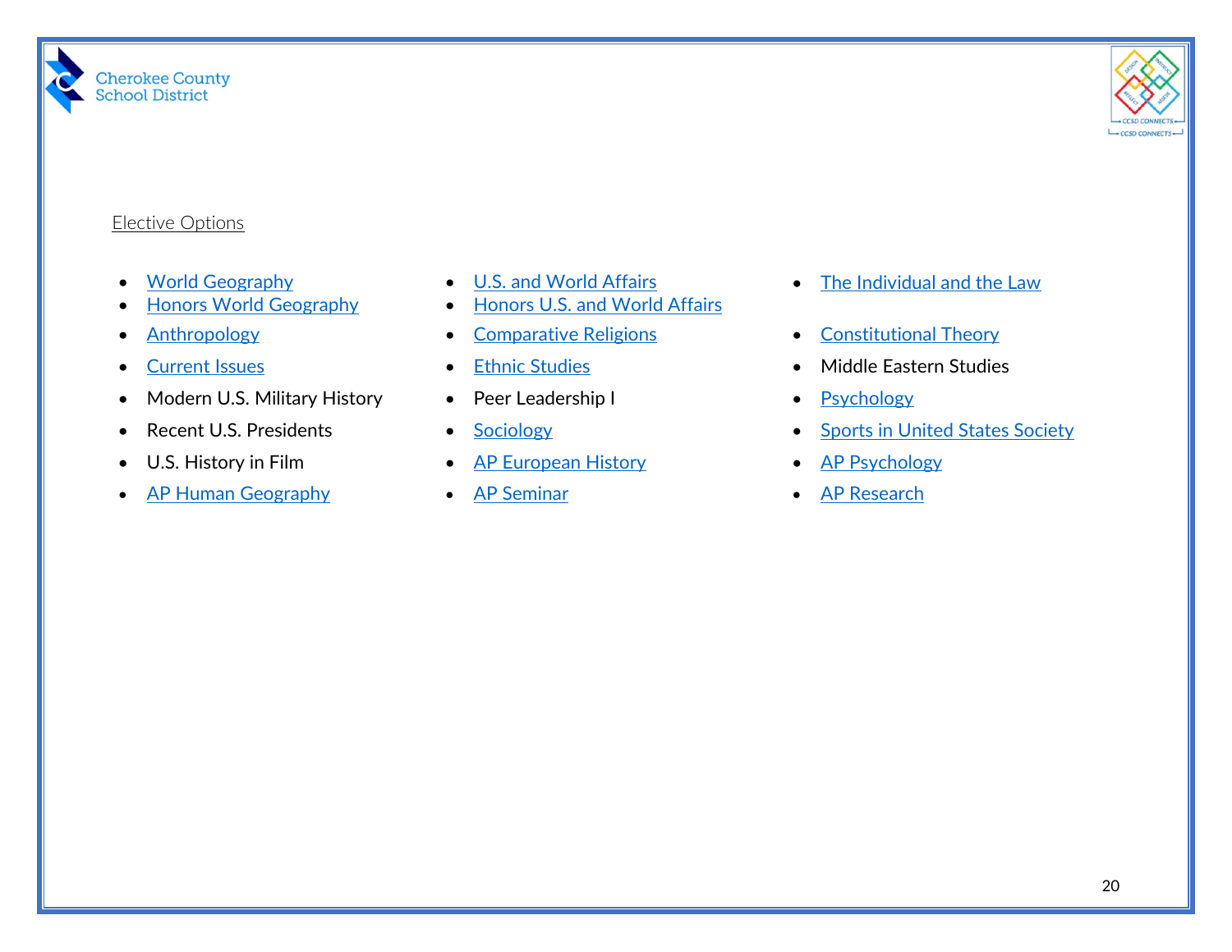Elective Options

- World Geography
- Honors World Geography
- Anthropology
- Current Issues
- Modern U.S. Military History
- Recent U.S. Presidents
- U.S. History in Film
- AP Human Geography
- U.S. and World Affairs
- Honors U.S. and World Affairs
- Comparative Religions
- Ethnic Studies
- Peer Leadership I
- Sociology
- AP European History
- AP Seminar
- The Individual and the Law
- Constitutional Theory
- Middle Eastern Studies
- Psychology
- Sports in United States Society
- AP Psychology
- AP Research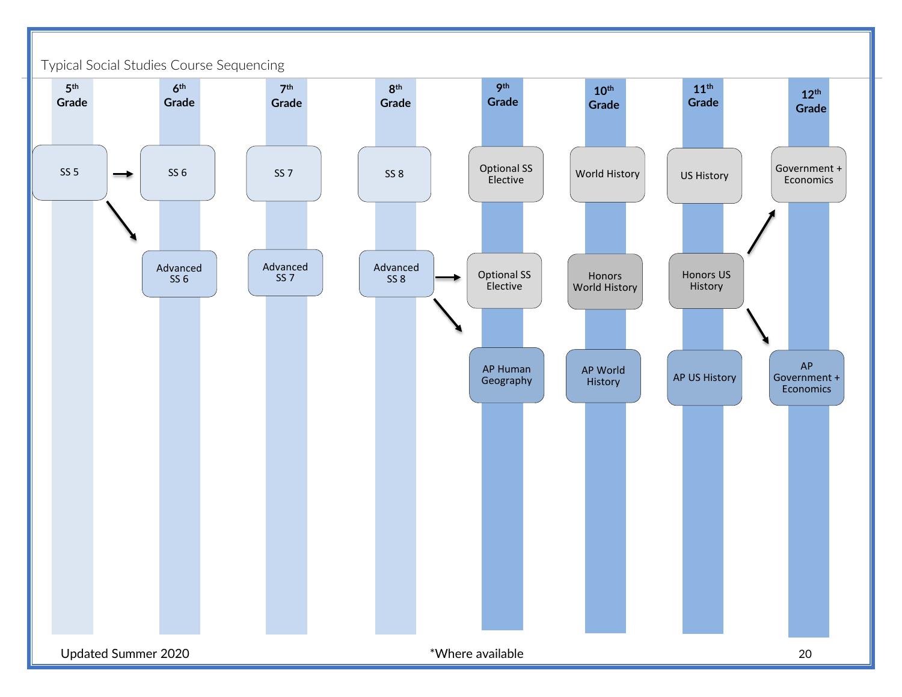## Typical Social Studies Course Sequencing

| 5th Grade | 6th Grade | 7th Grade | 8th Grade | 9th Grade | 10th Grade | 11th Grade | 12th Grade |
|---|---|---|---|---|---|---|---|
| SS 5 → | SS 6 | SS 7 | SS 8 | Optional SS Elective | World History | US History | Government + Economics |
| | Advanced SS 6 | Advanced SS 7 | Advanced SS 8 → | Optional SS Elective | Honors World History | Honors US History | |
| | | | | AP Human Geography | AP World History | AP US History | AP Government + Economics |

Arrows in the chart:

- SS 5 → SS 6
- SS 5 → Advanced SS 6
- Advanced SS 8 → Optional SS Elective
- Advanced SS 8 → AP Human Geography
- Honors US History → Government + Economics
- Honors US History → AP Government + Economics

Updated Summer 2020

*Where available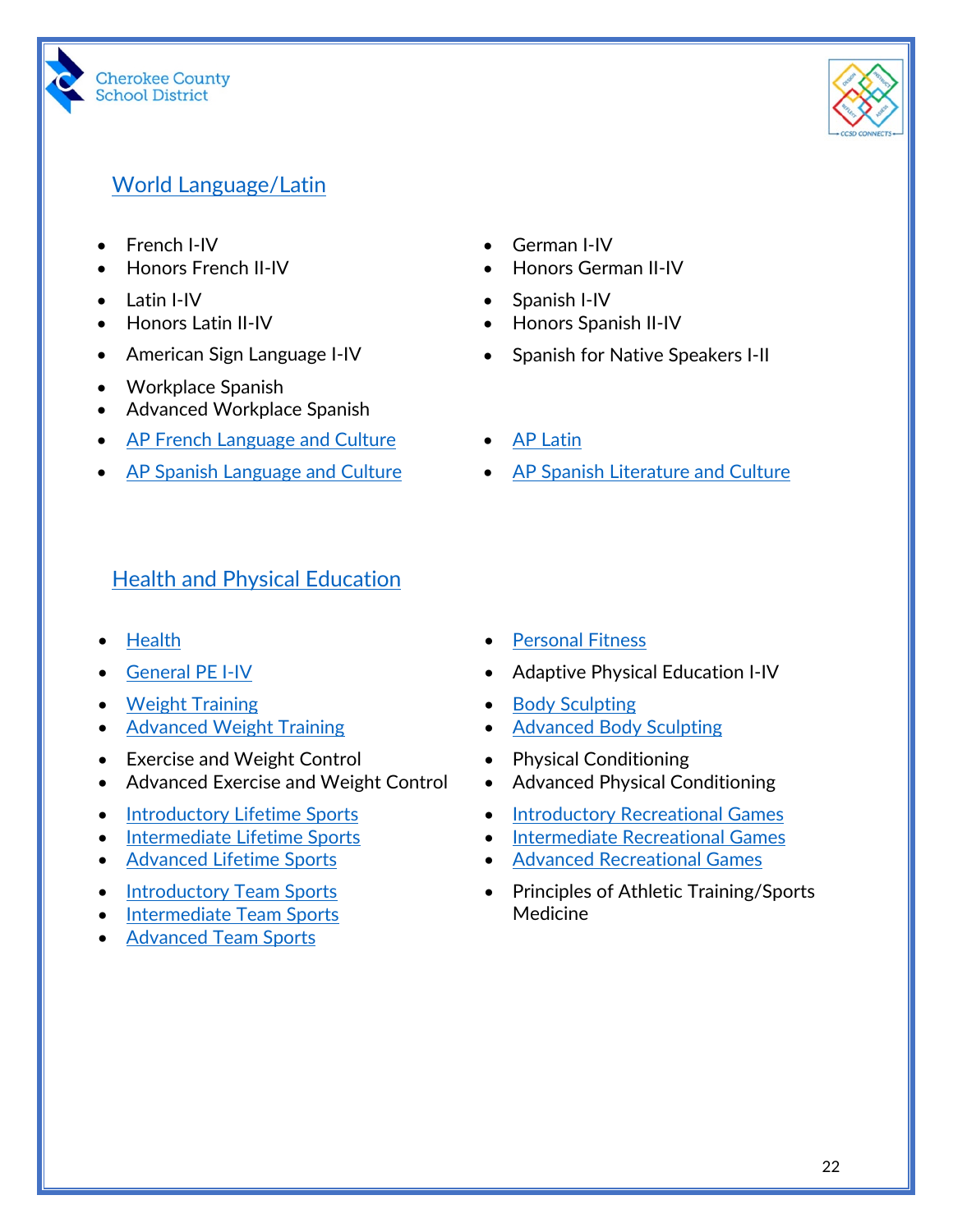## World Language/Latin

- French I-IV
- Honors French II-IV
- Latin I-IV
- Honors Latin II-IV
- American Sign Language I-IV
- Workplace Spanish
- Advanced Workplace Spanish
- AP French Language and Culture
- AP Spanish Language and Culture
- German I-IV
- Honors German II-IV
- Spanish I-IV
- Honors Spanish II-IV
- Spanish for Native Speakers I-II
- AP Latin
- AP Spanish Literature and Culture

## Health and Physical Education

- Health
- General PE I-IV
- Weight Training
- Advanced Weight Training
- Exercise and Weight Control
- Advanced Exercise and Weight Control
- Introductory Lifetime Sports
- Intermediate Lifetime Sports
- Advanced Lifetime Sports
- Introductory Team Sports
- Intermediate Team Sports
- Advanced Team Sports
- Personal Fitness
- Adaptive Physical Education I-IV
- Body Sculpting
- Advanced Body Sculpting
- Physical Conditioning
- Advanced Physical Conditioning
- Introductory Recreational Games
- Intermediate Recreational Games
- Advanced Recreational Games
- Principles of Athletic Training/Sports Medicine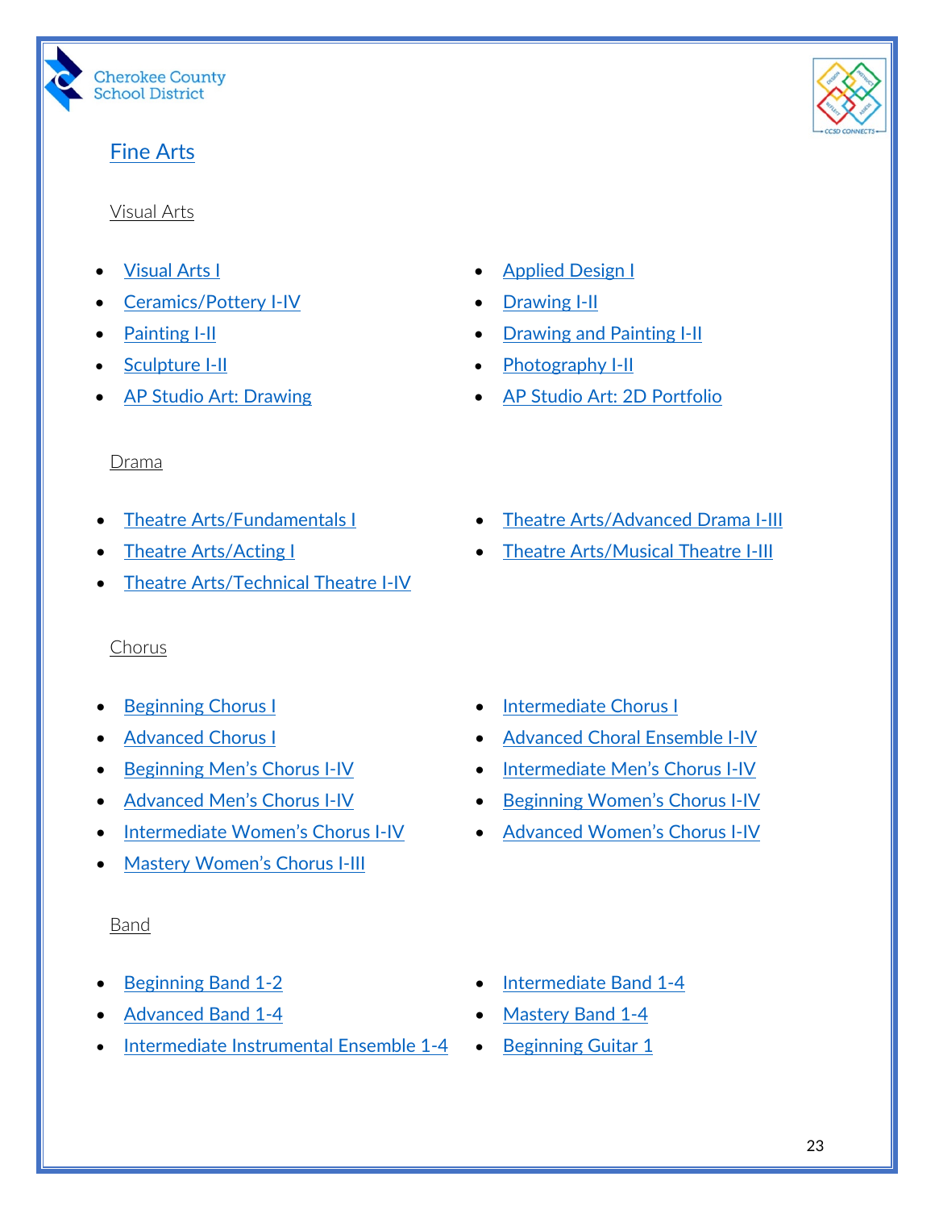# Fine Arts

## Visual Arts

- Visual Arts I
- Ceramics/Pottery I-IV
- Painting I-II
- Sculpture I-II
- AP Studio Art: Drawing
- Applied Design I
- Drawing I-II
- Drawing and Painting I-II
- Photography I-II
- AP Studio Art: 2D Portfolio

## Drama

- Theatre Arts/Fundamentals I
- Theatre Arts/Acting I
- Theatre Arts/Technical Theatre I-IV
- Theatre Arts/Advanced Drama I-III
- Theatre Arts/Musical Theatre I-III

## Chorus

- Beginning Chorus I
- Advanced Chorus I
- Beginning Men's Chorus I-IV
- Advanced Men's Chorus I-IV
- Intermediate Women's Chorus I-IV
- Mastery Women's Chorus I-III
- Intermediate Chorus I
- Advanced Choral Ensemble I-IV
- Intermediate Men's Chorus I-IV
- Beginning Women's Chorus I-IV
- Advanced Women's Chorus I-IV

## Band

- Beginning Band 1-2
- Advanced Band 1-4
- Intermediate Instrumental Ensemble 1-4
- Intermediate Band 1-4
- Mastery Band 1-4
- Beginning Guitar 1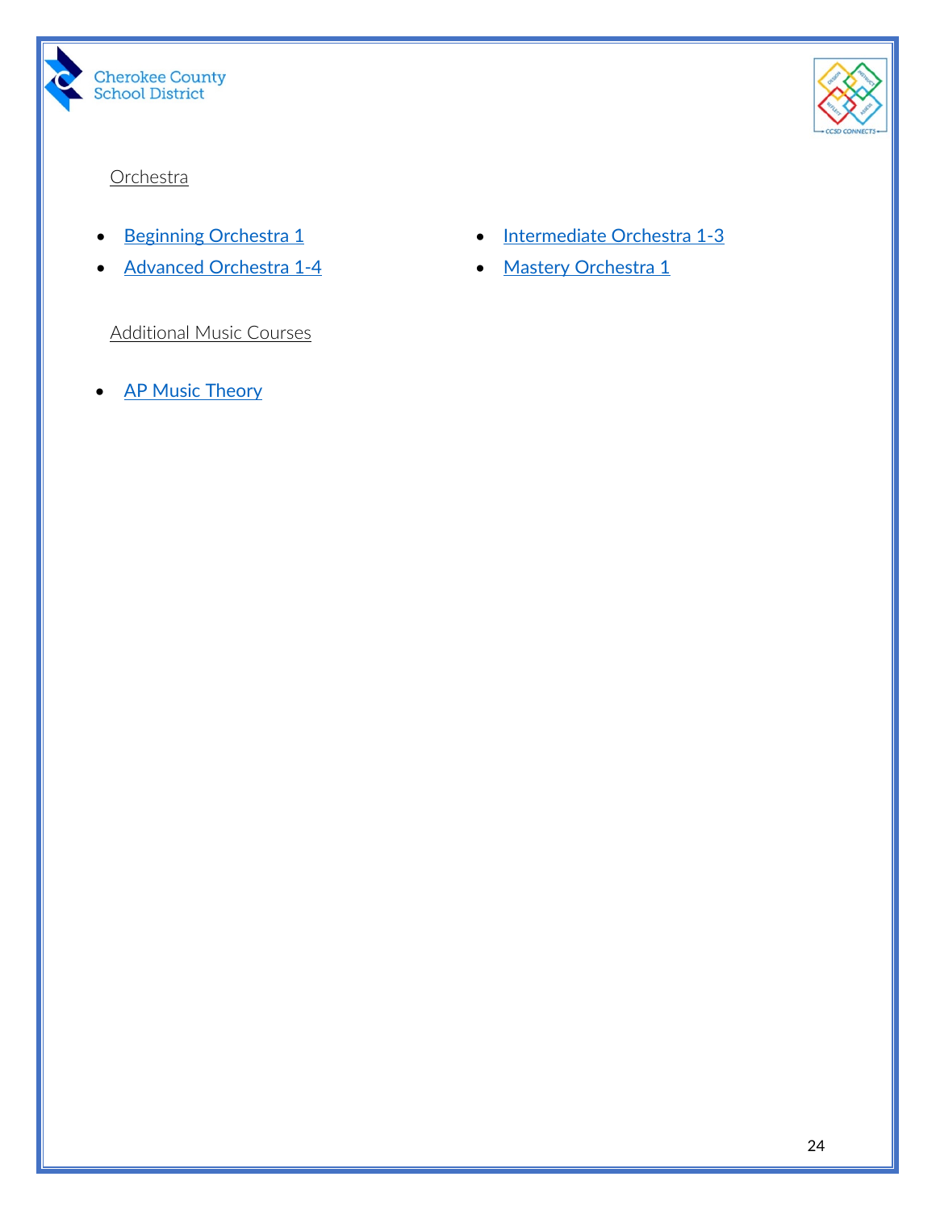Orchestra

- Beginning Orchestra 1
- Intermediate Orchestra 1-3
- Advanced Orchestra 1-4
- Mastery Orchestra 1

Additional Music Courses

- AP Music Theory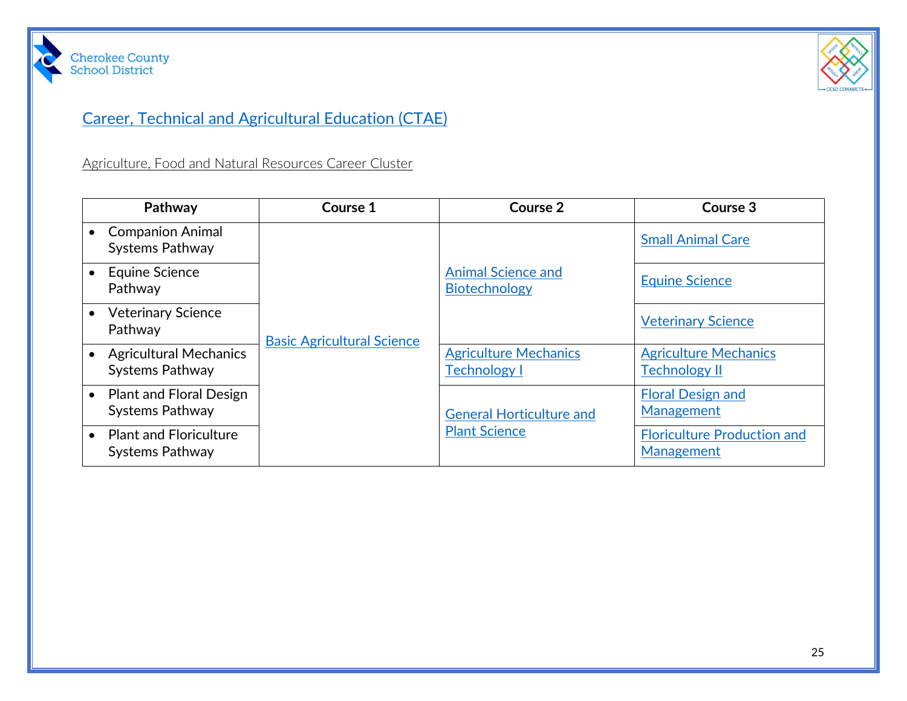## Career, Technical and Agricultural Education (CTAE)

Agriculture, Food and Natural Resources Career Cluster

| Pathway | Course 1 | Course 2 | Course 3 |
| --- | --- | --- | --- |
| • Companion Animal Systems Pathway | Basic Agricultural Science | Animal Science and Biotechnology | Small Animal Care |
| • Equine Science Pathway | | | Equine Science |
| • Veterinary Science Pathway | | | Veterinary Science |
| • Agricultural Mechanics Systems Pathway | | Agriculture Mechanics Technology I | Agriculture Mechanics Technology II |
| • Plant and Floral Design Systems Pathway | | General Horticulture and Plant Science | Floral Design and Management |
| • Plant and Floriculture Systems Pathway | | | Floriculture Production and Management |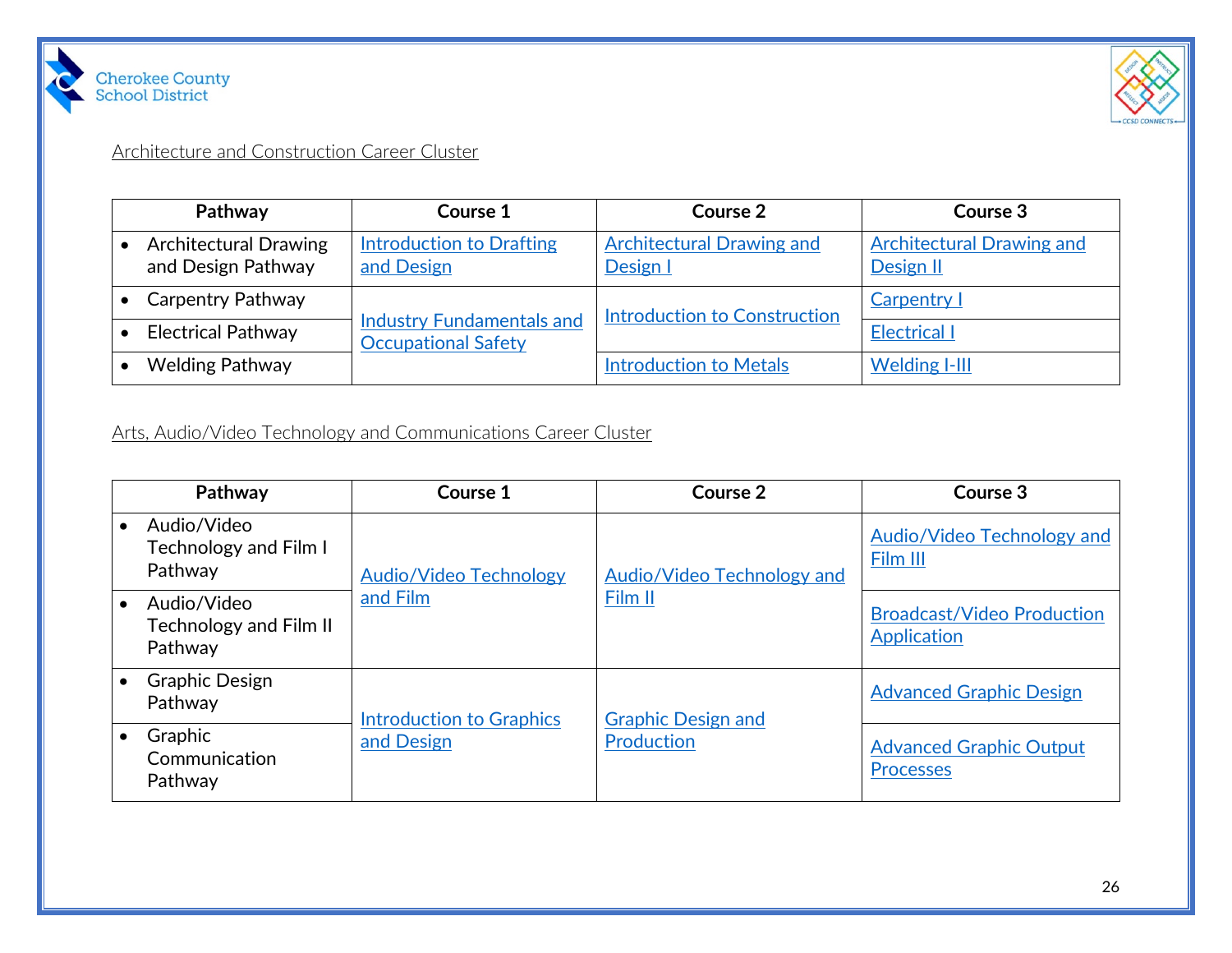Architecture and Construction Career Cluster

| Pathway | Course 1 | Course 2 | Course 3 |
| --- | --- | --- | --- |
| • Architectural Drawing and Design Pathway | Introduction to Drafting and Design | Architectural Drawing and Design I | Architectural Drawing and Design II |
| • Carpentry Pathway | Industry Fundamentals and Occupational Safety | Introduction to Construction | Carpentry I |
| • Electrical Pathway | Industry Fundamentals and Occupational Safety | Introduction to Construction | Electrical I |
| • Welding Pathway | Industry Fundamentals and Occupational Safety | Introduction to Metals | Welding I-III |

Arts, Audio/Video Technology and Communications Career Cluster

| Pathway | Course 1 | Course 2 | Course 3 |
| --- | --- | --- | --- |
| • Audio/Video Technology and Film I Pathway | Audio/Video Technology and Film | Audio/Video Technology and Film II | Audio/Video Technology and Film III |
| • Audio/Video Technology and Film II Pathway | Audio/Video Technology and Film | Audio/Video Technology and Film II | Broadcast/Video Production Application |
| • Graphic Design Pathway | Introduction to Graphics and Design | Graphic Design and Production | Advanced Graphic Design |
| • Graphic Communication Pathway | Introduction to Graphics and Design | Graphic Design and Production | Advanced Graphic Output Processes |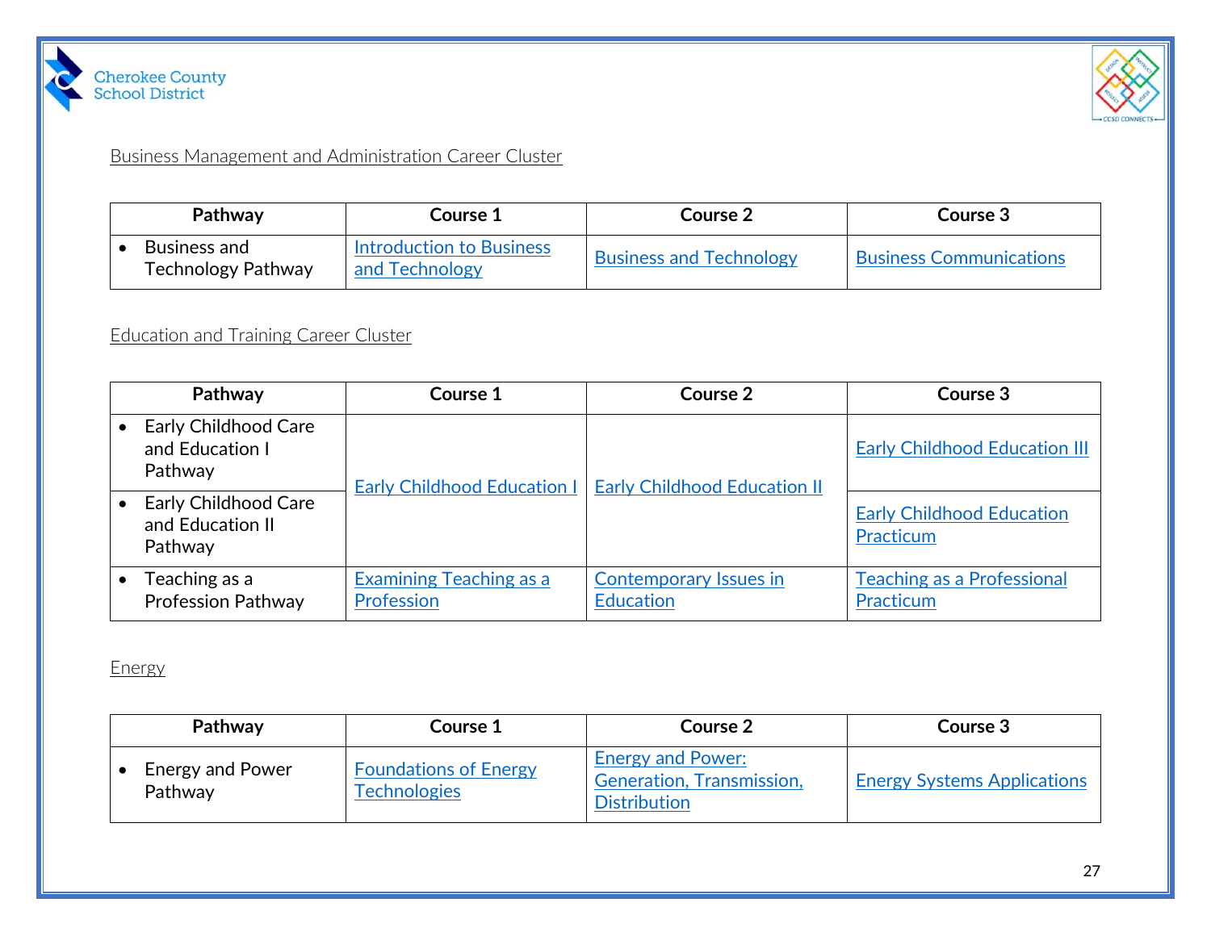Business Management and Administration Career Cluster

| Pathway | Course 1 | Course 2 | Course 3 |
| --- | --- | --- | --- |
| • Business and Technology Pathway | Introduction to Business and Technology | Business and Technology | Business Communications |

Education and Training Career Cluster

| Pathway | Course 1 | Course 2 | Course 3 |
| --- | --- | --- | --- |
| • Early Childhood Care and Education I Pathway | Early Childhood Education I | Early Childhood Education II | Early Childhood Education III |
| • Early Childhood Care and Education II Pathway | | | Early Childhood Education Practicum |
| • Teaching as a Profession Pathway | Examining Teaching as a Profession | Contemporary Issues in Education | Teaching as a Professional Practicum |

Energy

| Pathway | Course 1 | Course 2 | Course 3 |
| --- | --- | --- | --- |
| • Energy and Power Pathway | Foundations of Energy Technologies | Energy and Power: Generation, Transmission, Distribution | Energy Systems Applications |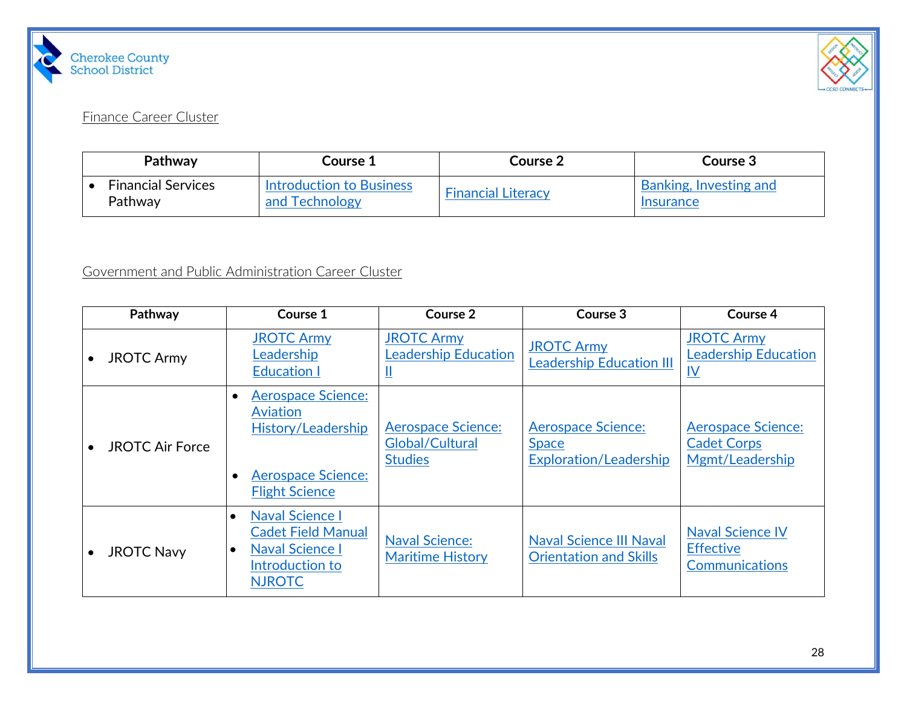Finance Career Cluster

| Pathway | Course 1 | Course 2 | Course 3 |
|---|---|---|---|
| • Financial Services Pathway | Introduction to Business and Technology | Financial Literacy | Banking, Investing and Insurance |

Government and Public Administration Career Cluster

| Pathway | Course 1 | Course 2 | Course 3 | Course 4 |
|---|---|---|---|---|
| • JROTC Army | JROTC Army Leadership Education I | JROTC Army Leadership Education II | JROTC Army Leadership Education III | JROTC Army Leadership Education IV |
| • JROTC Air Force | • Aerospace Science: Aviation History/Leadership<br>• Aerospace Science: Flight Science | Aerospace Science: Global/Cultural Studies | Aerospace Science: Space Exploration/Leadership | Aerospace Science: Cadet Corps Mgmt/Leadership |
| • JROTC Navy | • Naval Science I Cadet Field Manual<br>• Naval Science I Introduction to NJROTC | Naval Science: Maritime History | Naval Science III Naval Orientation and Skills | Naval Science IV Effective Communications |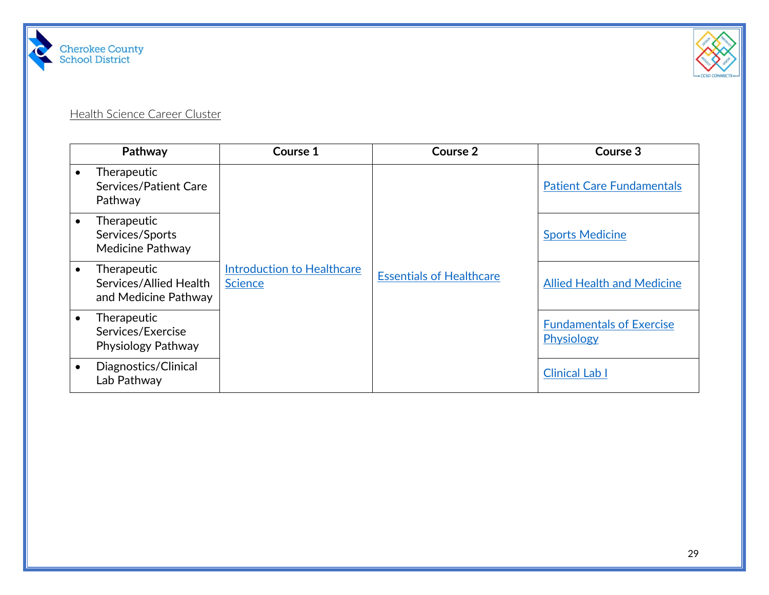Health Science Career Cluster

| Pathway | Course 1 | Course 2 | Course 3 |
| --- | --- | --- | --- |
| • Therapeutic Services/Patient Care Pathway | Introduction to Healthcare Science | Essentials of Healthcare | Patient Care Fundamentals |
| • Therapeutic Services/Sports Medicine Pathway | | | Sports Medicine |
| • Therapeutic Services/Allied Health and Medicine Pathway | | | Allied Health and Medicine |
| • Therapeutic Services/Exercise Physiology Pathway | | | Fundamentals of Exercise Physiology |
| • Diagnostics/Clinical Lab Pathway | | | Clinical Lab I |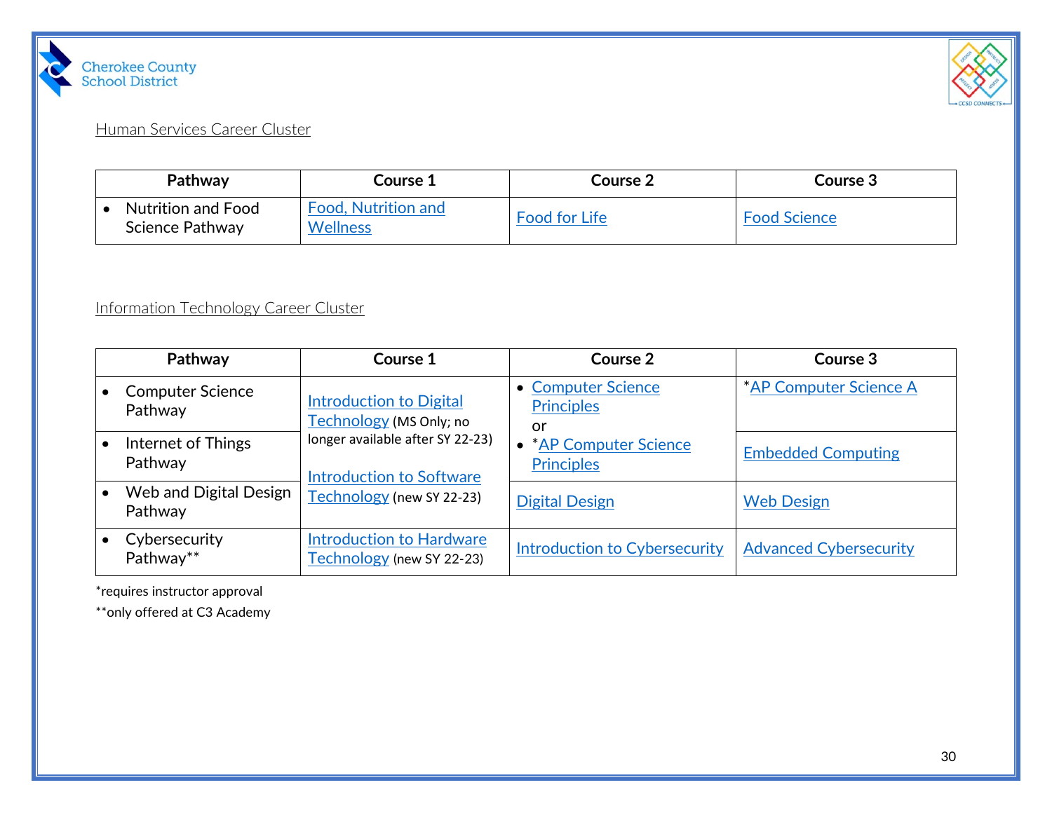Human Services Career Cluster

| Pathway | Course 1 | Course 2 | Course 3 |
|---|---|---|---|
| • Nutrition and Food Science Pathway | Food, Nutrition and Wellness | Food for Life | Food Science |

Information Technology Career Cluster

| Pathway | Course 1 | Course 2 | Course 3 |
|---|---|---|---|
| • Computer Science Pathway | Introduction to Digital Technology (MS Only; no longer available after SY 22-23)<br><br>Introduction to Software Technology (new SY 22-23) | • Computer Science Principles<br>or<br>• *AP Computer Science Principles | *AP Computer Science A |
| • Internet of Things Pathway | | | Embedded Computing |
| • Web and Digital Design Pathway | | Digital Design | Web Design |
| • Cybersecurity Pathway** | Introduction to Hardware Technology (new SY 22-23) | Introduction to Cybersecurity | Advanced Cybersecurity |

*requires instructor approval

**only offered at C3 Academy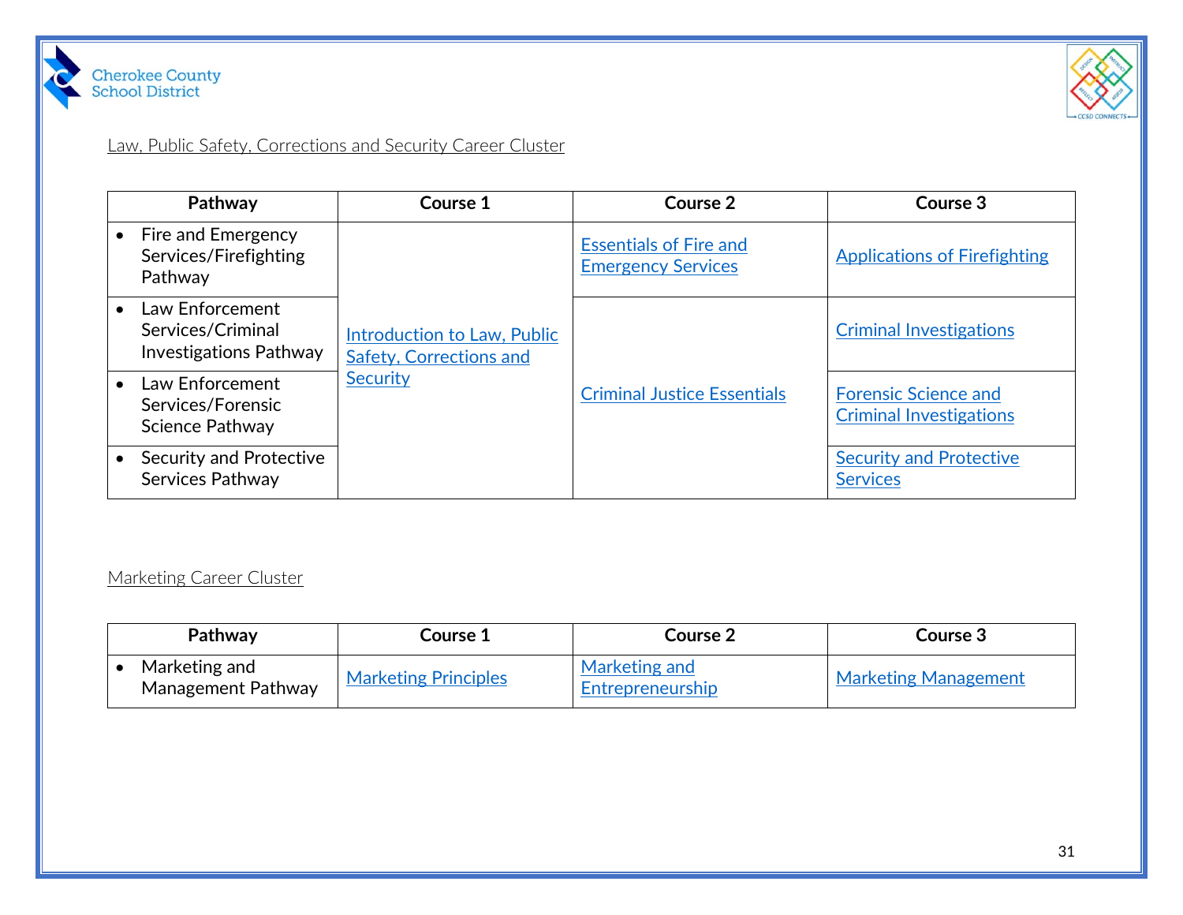Law, Public Safety, Corrections and Security Career Cluster

| Pathway | Course 1 | Course 2 | Course 3 |
|---|---|---|---|
| • Fire and Emergency Services/Firefighting Pathway | Introduction to Law, Public Safety, Corrections and Security | Essentials of Fire and Emergency Services | Applications of Firefighting |
| • Law Enforcement Services/Criminal Investigations Pathway | | Criminal Justice Essentials | Criminal Investigations |
| • Law Enforcement Services/Forensic Science Pathway | | | Forensic Science and Criminal Investigations |
| • Security and Protective Services Pathway | | | Security and Protective Services |

Marketing Career Cluster

| Pathway | Course 1 | Course 2 | Course 3 |
|---|---|---|---|
| • Marketing and Management Pathway | Marketing Principles | Marketing and Entrepreneurship | Marketing Management |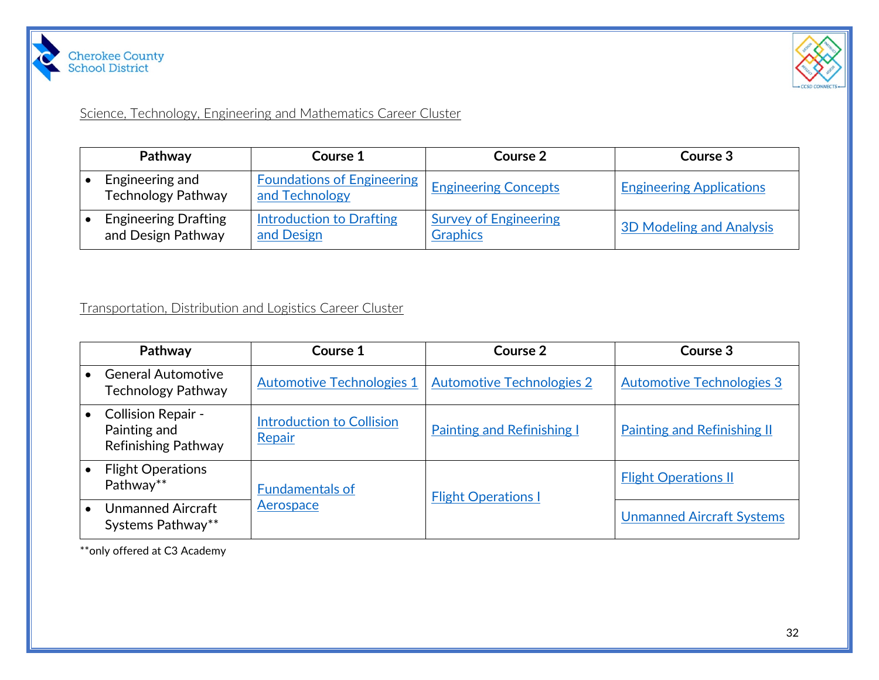Science, Technology, Engineering and Mathematics Career Cluster

| Pathway | Course 1 | Course 2 | Course 3 |
|---|---|---|---|
| • Engineering and Technology Pathway | Foundations of Engineering and Technology | Engineering Concepts | Engineering Applications |
| • Engineering Drafting and Design Pathway | Introduction to Drafting and Design | Survey of Engineering Graphics | 3D Modeling and Analysis |

Transportation, Distribution and Logistics Career Cluster

| Pathway | Course 1 | Course 2 | Course 3 |
|---|---|---|---|
| • General Automotive Technology Pathway | Automotive Technologies 1 | Automotive Technologies 2 | Automotive Technologies 3 |
| • Collision Repair - Painting and Refinishing Pathway | Introduction to Collision Repair | Painting and Refinishing I | Painting and Refinishing II |
| • Flight Operations Pathway** | Fundamentals of Aerospace | Flight Operations I | Flight Operations II |
| • Unmanned Aircraft Systems Pathway** | | | Unmanned Aircraft Systems |

**only offered at C3 Academy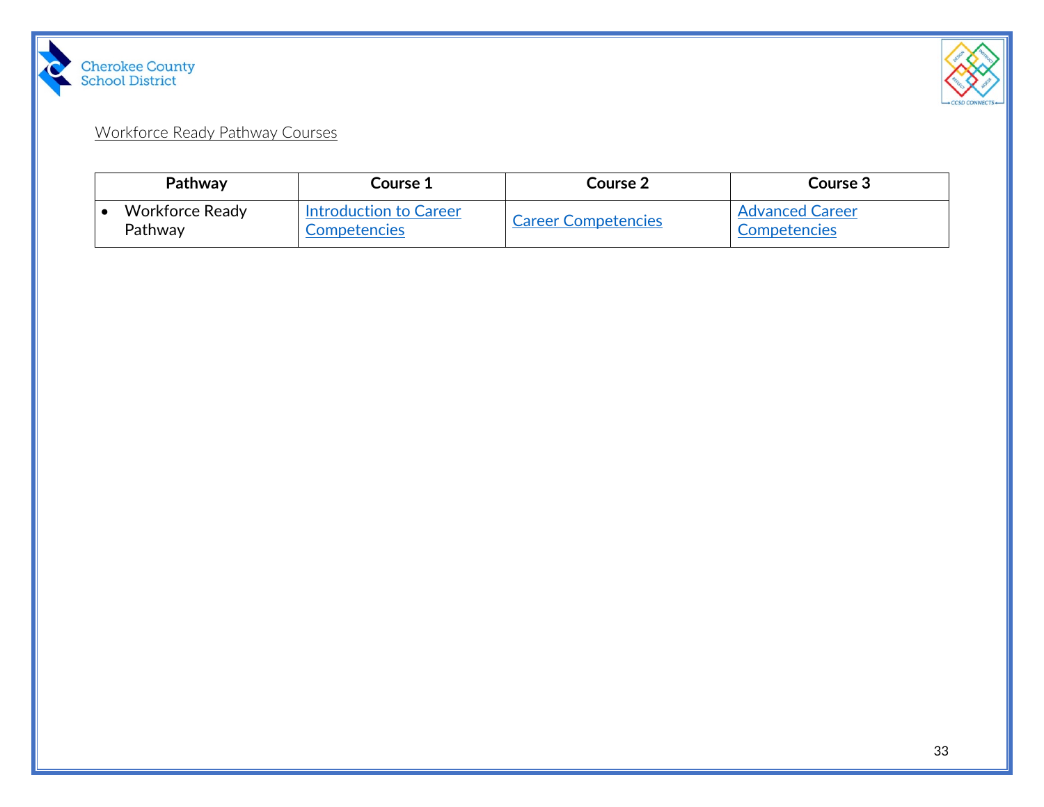Workforce Ready Pathway Courses

| Pathway | Course 1 | Course 2 | Course 3 |
| --- | --- | --- | --- |
| • Workforce Ready Pathway | Introduction to Career Competencies | Career Competencies | Advanced Career Competencies |